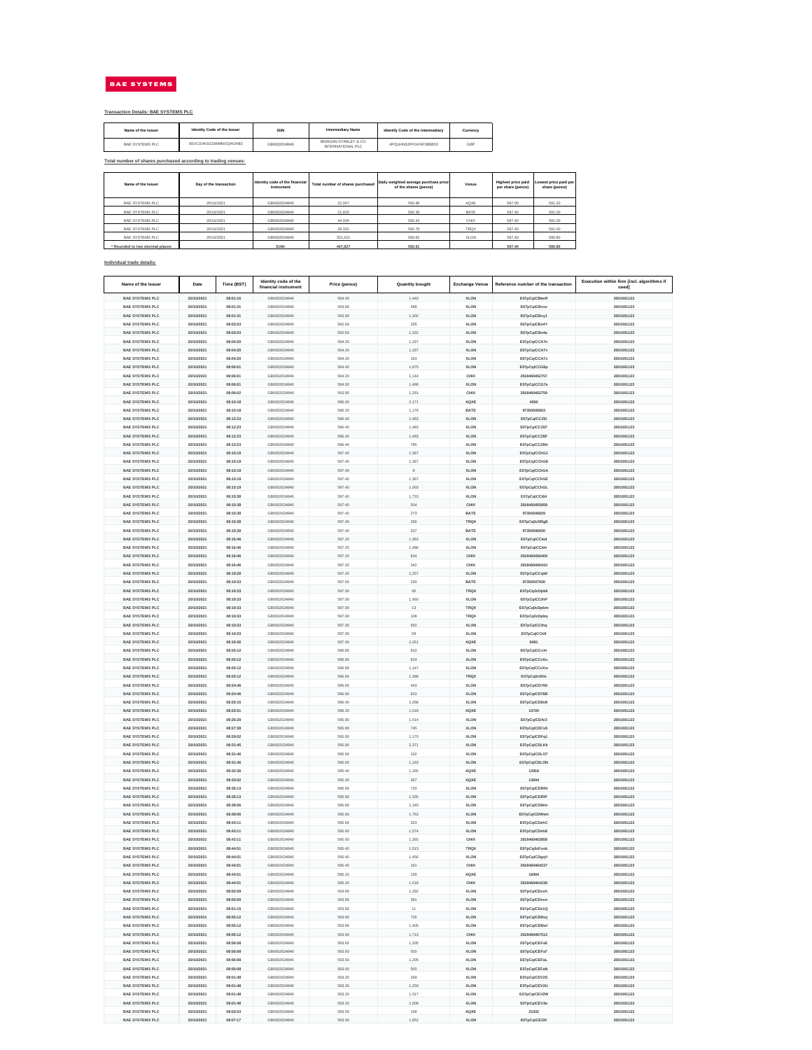BAE SYSTEMS

**Transaction Details: BAE SYSTEMS PLC**

| Name of the Issuer | Identity Code of the Issuer | ISIN | Intermediary Name | Identify Code of the Intermediary | Currency |
|---|---|---|---|---|---|
| BAE SYSTEMS PLC | 8SVCSVKSGDWMW2QHOH83 | GB0002634946 | MORGAN STANLEY & CO INTERNATIONAL PLC | 4PQUHN3JPFGFNF3BB653 | GBP |

**Total number of shares purchased according to trading venues:**

| Name of the Issuer | Day of the transaction | Identity code of the financial instrument | Total number of shares purchased | Daily weighted average purchase price of the shares (pence) | Venue | Highest price paid per share (pence) | Lowest price paid per share (pence) |
|---|---|---|---|---|---|---|---|
| BAE SYSTEMS PLC | 20/10/2021 | GB0002634946 | 22,007 | 593.88 | AQXE | 597.00 | 591.20 |
| BAE SYSTEMS PLC | 20/10/2021 | GB0002634946 | 21,933 | 593.39 | BATE | 597.40 | 591.00 |
| BAE SYSTEMS PLC | 20/10/2021 | GB0002634946 | 44,034 | 593.43 | CHIX | 597.40 | 591.00 |
| BAE SYSTEMS PLC | 20/10/2021 | GB0002634946 | 28,332 | 593.78 | TRQX | 597.40 | 591.00 |
| BAE SYSTEMS PLC | 20/10/2021 | GB0002634946 | 351,521 | 593.62 | XLON | 597.40 | 590.80 |
| * Rounded to two decimal places | | SUM: | 467,827 | 593.61 | | 597.40 | 590.80 |

**Individual trade details:**

| Name of the Issuer | Date | Time (BST) | Identity code of the financial instrument | Price (pence) | Quantity bought | Exchange Venue | Reference number of the transaction | Execution within firm (incl. algorithms if used) |
|---|---|---|---|---|---|---|---|---|
| BAE SYSTEMS PLC | 20/10/2021 | 08:01:16 | GB0002634946 | 594.00 | 1,440 | XLON | E07pCqICBwR | 2001001123 |
| BAE SYSTEMS PLC | 20/10/2021 | 08:01:31 | GB0002634946 | 593.80 | 488 | XLON | E07pCqICBvvz | 2001001123 |
| BAE SYSTEMS PLC | 20/10/2021 | 08:01:31 | GB0002634946 | 593.80 | 1,302 | XLON | E07pCqICBvy1 | 2001001123 |
| BAE SYSTEMS PLC | 20/10/2021 | 08:02:03 | GB0002634946 | 592.60 | 335 | XLON | E07pCqICBz4Y | 2001001123 |
| BAE SYSTEMS PLC | 20/10/2021 | 08:02:03 | GB0002634946 | 592.60 | 1,332 | XLON | E07pCqICBz4a | 2001001123 |
| BAE SYSTEMS PLC | 20/10/2021 | 08:04:20 | GB0002634946 | 594.20 | 1,337 | XLON | E07pCqICCA7n | 2001001123 |
| BAE SYSTEMS PLC | 20/10/2021 | 08:04:20 | GB0002634946 | 594.20 | 1,337 | XLON | E07pCqICCA7v | 2001001123 |
| BAE SYSTEMS PLC | 20/10/2021 | 08:04:20 | GB0002634946 | 594.20 | 163 | XLON | E07pCqICCA7x | 2001001123 |
| BAE SYSTEMS PLC | 20/10/2021 | 08:06:01 | GB0002634946 | 594.40 | 1,875 | XLON | E07pCqICCG6p | 2001001123 |
| BAE SYSTEMS PLC | 20/10/2021 | 08:06:01 | GB0002634946 | 594.20 | 1,144 | CHIX | 2918460452757 | 2001001123 |
| BAE SYSTEMS PLC | 20/10/2021 | 08:06:01 | GB0002634946 | 594.00 | 1,466 | XLON | E07pCqICCG7e | 2001001123 |
| BAE SYSTEMS PLC | 20/10/2021 | 08:06:02 | GB0002634946 | 593.80 | 1,291 | CHIX | 2918460452759 | 2001001123 |
| BAE SYSTEMS PLC | 20/10/2021 | 08:10:18 | GB0002634946 | 596.40 | 2,171 | AQXE | 4560 | 2001001123 |
| BAE SYSTEMS PLC | 20/10/2021 | 08:10:18 | GB0002634946 | 596.20 | 1,176 | BATE | 97350545663 | 2001001123 |
| BAE SYSTEMS PLC | 20/10/2021 | 08:12:23 | GB0002634946 | 596.40 | 1,483 | XLON | E07pCqICCZ5I | 2001001123 |
| BAE SYSTEMS PLC | 20/10/2021 | 08:12:23 | GB0002634946 | 596.40 | 1,483 | XLON | E07pCqICCZ67 | 2001001123 |
| BAE SYSTEMS PLC | 20/10/2021 | 08:12:23 | GB0002634946 | 596.40 | 1,483 | XLON | E07pCqICCZ6F | 2001001123 |
| BAE SYSTEMS PLC | 20/10/2021 | 08:12:23 | GB0002634946 | 596.40 | 785 | XLON | E07pCqICCZ6H | 2001001123 |
| BAE SYSTEMS PLC | 20/10/2021 | 08:15:19 | GB0002634946 | 597.40 | 1,367 | XLON | E07pCqICChG1 | 2001001123 |
| BAE SYSTEMS PLC | 20/10/2021 | 08:15:19 | GB0002634946 | 597.40 | 1,367 | XLON | E07pCqICChG8 | 2001001123 |
| BAE SYSTEMS PLC | 20/10/2021 | 08:15:19 | GB0002634946 | 597.40 | 8 | XLON | E07pCqICChGA | 2001001123 |
| BAE SYSTEMS PLC | 20/10/2021 | 08:15:19 | GB0002634946 | 597.40 | 1,367 | XLON | E07pCqICChGE | 2001001123 |
| BAE SYSTEMS PLC | 20/10/2021 | 08:15:19 | GB0002634946 | 597.40 | 1,003 | XLON | E07pCqICChGL | 2001001123 |
| BAE SYSTEMS PLC | 20/10/2021 | 08:15:38 | GB0002634946 | 597.40 | 1,733 | XLON | E07pCqICCi64 | 2001001123 |
| BAE SYSTEMS PLC | 20/10/2021 | 08:15:38 | GB0002634946 | 597.40 | 504 | CHIX | 2918460455859 | 2001001123 |
| BAE SYSTEMS PLC | 20/10/2021 | 08:15:38 | GB0002634946 | 597.40 | 273 | BATE | 97350546829 | 2001001123 |
| BAE SYSTEMS PLC | 20/10/2021 | 08:15:38 | GB0002634946 | 597.40 | 256 | TRQX | E07pCq0cDRgE | 2001001123 |
| BAE SYSTEMS PLC | 20/10/2021 | 08:15:38 | GB0002634946 | 597.40 | 337 | BATE | 97350546830 | 2001001123 |
| BAE SYSTEMS PLC | 20/10/2021 | 08:16:46 | GB0002634946 | 597.20 | 1,363 | XLON | E07pCqICCled | 2001001123 |
| BAE SYSTEMS PLC | 20/10/2021 | 08:16:46 | GB0002634946 | 597.20 | 1,486 | XLON | E07pCqICCleh | 2001001123 |
| BAE SYSTEMS PLC | 20/10/2021 | 08:16:46 | GB0002634946 | 597.20 | 634 | CHIX | 2918460456409 | 2001001123 |
| BAE SYSTEMS PLC | 20/10/2021 | 08:16:46 | GB0002634946 | 597.20 | 342 | CHIX | 2918460456410 | 2001001123 |
| BAE SYSTEMS PLC | 20/10/2021 | 08:18:20 | GB0002634946 | 597.20 | 1,257 | XLON | E07pCqICCqI0 | 2001001123 |
| BAE SYSTEMS PLC | 20/10/2021 | 08:19:33 | GB0002634946 | 597.00 | 230 | BATE | 97350547930 | 2001001123 |
| BAE SYSTEMS PLC | 20/10/2021 | 08:19:33 | GB0002634946 | 597.00 | 95 | TRQX | E07pCq0cDpbk | 2001001123 |
| BAE SYSTEMS PLC | 20/10/2021 | 08:19:33 | GB0002634946 | 597.00 | 1,460 | XLON | E07pCqICCthP | 2001001123 |
| BAE SYSTEMS PLC | 20/10/2021 | 08:19:33 | GB0002634946 | 597.00 | 13 | TRQX | E07pCq0cDpbm | 2001001123 |
| BAE SYSTEMS PLC | 20/10/2021 | 08:19:33 | GB0002634946 | 597.00 | 108 | TRQX | E07pCq0cDpbq | 2001001123 |
| BAE SYSTEMS PLC | 20/10/2021 | 08:19:33 | GB0002634946 | 597.00 | 650 | XLON | E07pCqICCthq | 2001001123 |
| BAE SYSTEMS PLC | 20/10/2021 | 08:19:33 | GB0002634946 | 597.00 | 59 | XLON | E07pCqICCtiII | 2001001123 |
| BAE SYSTEMS PLC | 20/10/2021 | 08:19:36 | GB0002634946 | 597.00 | 2,261 | AQXE | 8481 | 2001001123 |
| BAE SYSTEMS PLC | 20/10/2021 | 08:20:12 | GB0002634946 | 596.80 | 910 | XLON | E07pCqICCvXr | 2001001123 |
| BAE SYSTEMS PLC | 20/10/2021 | 08:20:12 | GB0002634946 | 596.80 | 624 | XLON | E07pCqICCvXu | 2001001123 |
| BAE SYSTEMS PLC | 20/10/2021 | 08:20:12 | GB0002634946 | 596.60 | 1,147 | XLON | E07pCqICCvXw | 2001001123 |
| BAE SYSTEMS PLC | 20/10/2021 | 08:20:12 | GB0002634946 | 596.60 | 1,388 | TRQX | E07pCq0cDtIs | 2001001123 |
| BAE SYSTEMS PLC | 20/10/2021 | 08:24:46 | GB0002634946 | 596.80 | 443 | XLON | E07pCqICD769 | 2001001123 |
| BAE SYSTEMS PLC | 20/10/2021 | 08:24:46 | GB0002634946 | 596.80 | 910 | XLON | E07pCqICD76B | 2001001123 |
| BAE SYSTEMS PLC | 20/10/2021 | 08:25:15 | GB0002634946 | 596.40 | 2,288 | XLON | E07pCqICD8U6 | 2001001123 |
| BAE SYSTEMS PLC | 20/10/2021 | 08:25:51 | GB0002634946 | 596.20 | 1,018 | AQXE | 10720 | 2001001123 |
| BAE SYSTEMS PLC | 20/10/2021 | 08:26:29 | GB0002634946 | 595.80 | 1,414 | XLON | E07pCqICDAi3 | 2001001123 |
| BAE SYSTEMS PLC | 20/10/2021 | 08:27:38 | GB0002634946 | 595.80 | 745 | XLON | E07pCqICDCvS | 2001001123 |
| BAE SYSTEMS PLC | 20/10/2021 | 08:29:02 | GB0002634946 | 595.80 | 1,170 | XLON | E07pCqICDFq1 | 2001001123 |
| BAE SYSTEMS PLC | 20/10/2021 | 08:31:45 | GB0002634946 | 595.80 | 2,371 | XLON | E07pCqICDLKk | 2001001123 |
| BAE SYSTEMS PLC | 20/10/2021 | 08:31:46 | GB0002634946 | 595.60 | 102 | XLON | E07pCqICDLO7 | 2001001123 |
| BAE SYSTEMS PLC | 20/10/2021 | 08:31:46 | GB0002634946 | 595.60 | 1,193 | XLON | E07pCqICDLON | 2001001123 |
| BAE SYSTEMS PLC | 20/10/2021 | 08:32:36 | GB0002634946 | 595.40 | 1,185 | AQXE | 12918 | 2001001123 |
| BAE SYSTEMS PLC | 20/10/2021 | 08:33:02 | GB0002634946 | 595.40 | 367 | AQXE | 13044 | 2001001123 |
| BAE SYSTEMS PLC | 20/10/2021 | 08:35:13 | GB0002634946 | 595.80 | 720 | XLON | E07pCqICDRIN | 2001001123 |
| BAE SYSTEMS PLC | 20/10/2021 | 08:35:13 | GB0002634946 | 595.80 | 1,335 | XLON | E07pCqICDRIP | 2001001123 |
| BAE SYSTEMS PLC | 20/10/2021 | 08:38:06 | GB0002634946 | 595.80 | 1,140 | XLON | E07pCqICDWei | 2001001123 |
| BAE SYSTEMS PLC | 20/10/2021 | 08:38:06 | GB0002634946 | 595.80 | 1,763 | XLON | E07pCqICDWem | 2001001123 |
| BAE SYSTEMS PLC | 20/10/2021 | 08:43:11 | GB0002634946 | 595.60 | 323 | XLON | E07pCqICDehC | 2001001123 |
| BAE SYSTEMS PLC | 20/10/2021 | 08:43:11 | GB0002634946 | 595.60 | 1,574 | XLON | E07pCqICDehE | 2001001123 |
| BAE SYSTEMS PLC | 20/10/2021 | 08:43:11 | GB0002634946 | 595.60 | 1,265 | CHIX | 2918460463858 | 2001001123 |
| BAE SYSTEMS PLC | 20/10/2021 | 08:44:51 | GB0002634946 | 595.40 | 1,513 | TRQX | E07pCq0cFsxk | 2001001123 |
| BAE SYSTEMS PLC | 20/10/2021 | 08:44:51 | GB0002634946 | 595.40 | 1,456 | XLON | E07pCqICDgqV | 2001001123 |
| BAE SYSTEMS PLC | 20/10/2021 | 08:44:51 | GB0002634946 | 595.40 | 161 | CHIX | 2918460464237 | 2001001123 |
| BAE SYSTEMS PLC | 20/10/2021 | 08:44:51 | GB0002634946 | 595.20 | 139 | AQXE | 16094 | 2001001123 |
| BAE SYSTEMS PLC | 20/10/2021 | 08:44:51 | GB0002634946 | 595.20 | 1,018 | CHIX | 2918460464238 | 2001001123 |
| BAE SYSTEMS PLC | 20/10/2021 | 08:50:59 | GB0002634946 | 593.80 | 1,292 | XLON | E07pCqICDsvh | 2001001123 |
| BAE SYSTEMS PLC | 20/10/2021 | 08:50:59 | GB0002634946 | 593.80 | 391 | XLON | E07pCqICDsvn | 2001001123 |
| BAE SYSTEMS PLC | 20/10/2021 | 08:51:15 | GB0002634946 | 593.80 | 11 | XLON | E07pCqICDt1Q | 2001001123 |
| BAE SYSTEMS PLC | 20/10/2021 | 08:55:12 | GB0002634946 | 593.80 | 726 | XLON | E07pCqICEBwj | 2001001123 |
| BAE SYSTEMS PLC | 20/10/2021 | 08:55:12 | GB0002634946 | 593.80 | 1,405 | XLON | E07pCqICEBwl | 2001001123 |
| BAE SYSTEMS PLC | 20/10/2021 | 08:55:12 | GB0002634946 | 593.80 | 1,713 | CHIX | 2918460467512 | 2001001123 |
| BAE SYSTEMS PLC | 20/10/2021 | 08:56:08 | GB0002634946 | 593.60 | 1,205 | XLON | E07pCqICEFa5 | 2001001123 |
| BAE SYSTEMS PLC | 20/10/2021 | 08:56:08 | GB0002634946 | 593.60 | 500 | XLON | E07pCqICEFa7 | 2001001123 |
| BAE SYSTEMS PLC | 20/10/2021 | 08:56:08 | GB0002634946 | 593.60 | 1,205 | XLON | E07pCqICEFaL | 2001001123 |
| BAE SYSTEMS PLC | 20/10/2021 | 08:56:08 | GB0002634946 | 593.60 | 500 | XLON | E07pCqICEFaN | 2001001123 |
| BAE SYSTEMS PLC | 20/10/2021 | 09:01:48 | GB0002634946 | 593.20 | 269 | XLON | E07pCqICEV2S | 2001001123 |
| BAE SYSTEMS PLC | 20/10/2021 | 09:01:48 | GB0002634946 | 593.20 | 1,259 | XLON | E07pCqICEV2U | 2001001123 |
| BAE SYSTEMS PLC | 20/10/2021 | 09:01:48 | GB0002634946 | 593.20 | 1,317 | XLON | E07pCqICEV2W | 2001001123 |
| BAE SYSTEMS PLC | 20/10/2021 | 09:01:48 | GB0002634946 | 593.20 | 1,008 | XLON | E07pCqICEV2a | 2001001123 |
| BAE SYSTEMS PLC | 20/10/2021 | 09:02:03 | GB0002634946 | 593.00 | 158 | AQXE | 21032 | 2001001123 |
| BAE SYSTEMS PLC | 20/10/2021 | 09:07:17 | GB0002634946 | 593.40 | 1,652 | XLON | E07pCqICEl2K | 2001001123 |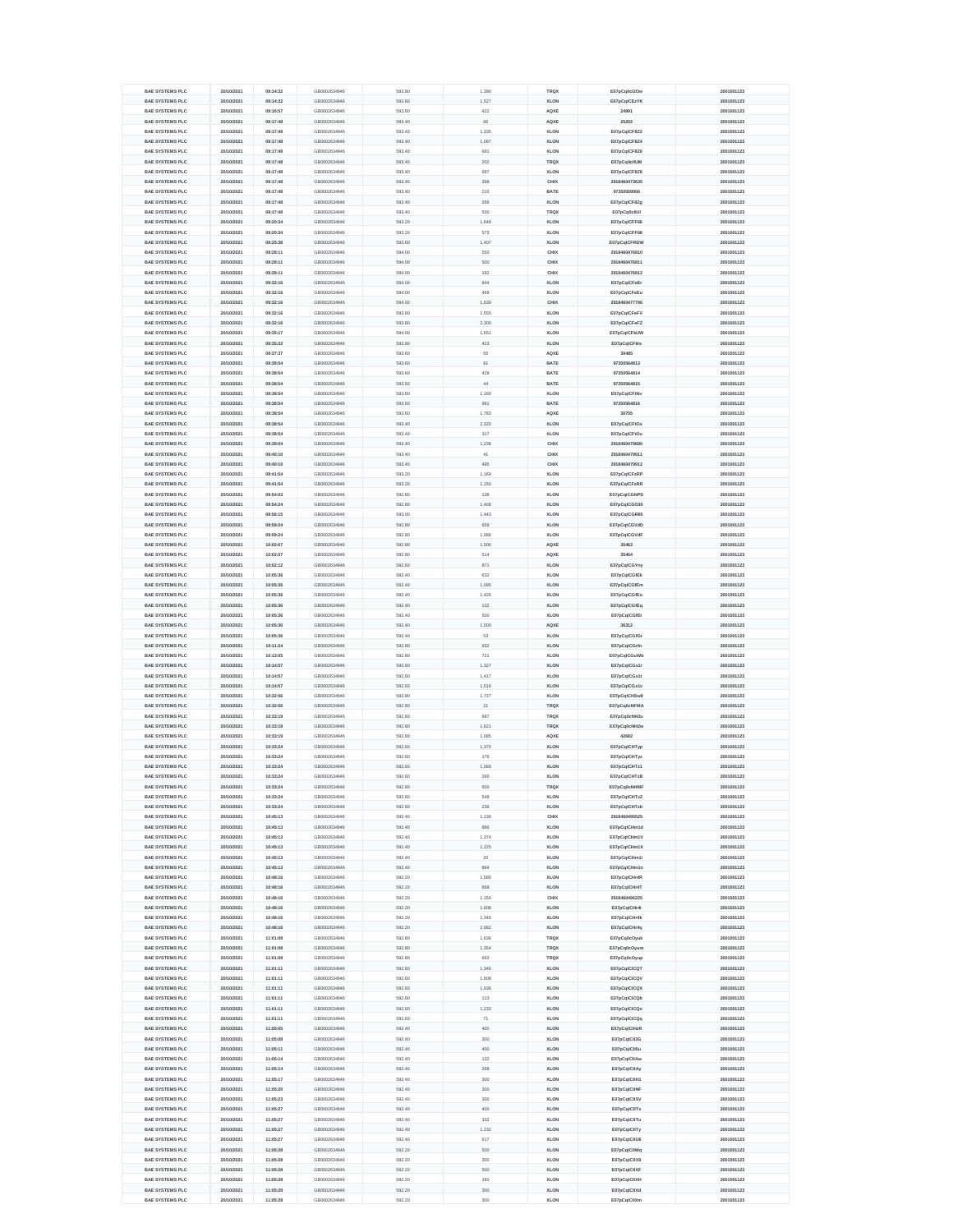| BAE SYSTEMS PLC | 20/10/2021 | 09:14:32 | GB0002634946 | 593.80 | 1,390 | TRQX | E07pCq0cl2Ow | 20010011231 |
|---|---|---|---|---|---|---|---|---|
| BAE SYSTEMS PLC | 20/10/2021 | 09:14:32 | GB0002634946 | 593.80 | 1,527 | XLON | E07pCqlCEzYK | 20010011231 |
| BAE SYSTEMS PLC | 20/10/2021 | 09:16:57 | GB0002634946 | 593.60 | 422 | AQXE | 24991 | 20010011231 |
| BAE SYSTEMS PLC | 20/10/2021 | 09:17:48 | GB0002634946 | 593.40 | 66 | AQXE | 25202 | 20010011231 |
| BAE SYSTEMS PLC | 20/10/2021 | 09:17:48 | GB0002634946 | 593.40 | 1,335 | XLON | E07pCqlCF8Z2 | 20010011231 |
| BAE SYSTEMS PLC | 20/10/2021 | 09:17:48 | GB0002634946 | 593.40 | 1,097 | XLON | E07pCqlCF8Z4 | 20010011231 |
| BAE SYSTEMS PLC | 20/10/2021 | 09:17:48 | GB0002634946 | 593.40 | 681 | XLON | E07pCqlCF8Z6 | 20010011231 |
| BAE SYSTEMS PLC | 20/10/2021 | 09:17:48 | GB0002634946 | 593.40 | 202 | TRQX | E07pCq0cIUM | 20010011231 |
| BAE SYSTEMS PLC | 20/10/2021 | 09:17:48 | GB0002634946 | 593.40 | 687 | XLON | E07pCqlCF8Z8 | 20010011231 |
| BAE SYSTEMS PLC | 20/10/2021 | 09:17:48 | GB0002634946 | 593.40 | 398 | CHIX | 2918469473635 | 20010011231 |
| BAE SYSTEMS PLC | 20/10/2021 | 09:17:48 | GB0002634946 | 593.40 | 215 | BATE | 97350559956 | 20010011231 |
| BAE SYSTEMS PLC | 20/10/2021 | 09:17:48 | GB0002634946 | 593.40 | 266 | XLON | E07pCqlCF8Zg | 20010011231 |
| BAE SYSTEMS PLC | 20/10/2021 | 09:17:48 | GB0002634946 | 593.40 | 500 | TRQX | E07pCq0c8UI | 20010011231 |
| BAE SYSTEMS PLC | 20/10/2021 | 09:20:34 | GB0002634946 | 593.20 | 1,649 | XLON | E07pCqlCFF66 | 20010011231 |
| BAE SYSTEMS PLC | 20/10/2021 | 09:20:34 | GB0002634946 | 593.20 | 573 | XLON | E07pCqlCFF68 | 20010011231 |
| BAE SYSTEMS PLC | 20/10/2021 | 09:25:38 | GB0002634946 | 593.60 | 1,407 | XLON | E07pCqlCFRDW | 20010011231 |
| BAE SYSTEMS PLC | 20/10/2021 | 09:28:11 | GB0002634946 | 594.00 | 500 | CHIX | 2918469476810 | 20010011231 |
| BAE SYSTEMS PLC | 20/10/2021 | 09:28:11 | GB0002634946 | 594.00 | 500 | CHIX | 2918469476811 | 20010011231 |
| BAE SYSTEMS PLC | 20/10/2021 | 09:28:11 | GB0002634946 | 594.00 | 182 | CHIX | 2918469476812 | 20010011231 |
| BAE SYSTEMS PLC | 20/10/2021 | 09:32:16 | GB0002634946 | 594.00 | 844 | XLON | E07pCqlCFeEr | 20010011231 |
| BAE SYSTEMS PLC | 20/10/2021 | 09:32:16 | GB0002634946 | 594.00 | 489 | XLON | E07pCqlCFeEu | 20010011231 |
| BAE SYSTEMS PLC | 20/10/2021 | 09:32:16 | GB0002634946 | 594.00 | 1,639 | CHIX | 2918469477796 | 20010011231 |
| BAE SYSTEMS PLC | 20/10/2021 | 09:32:16 | GB0002634946 | 593.80 | 1,555 | XLON | E07pCqlCFeFV | 20010011231 |
| BAE SYSTEMS PLC | 20/10/2021 | 09:32:16 | GB0002634946 | 593.80 | 2,300 | XLON | E07pCqlCFeFZ | 20010011231 |
| BAE SYSTEMS PLC | 20/10/2021 | 09:35:17 | GB0002634946 | 594.00 | 1,651 | XLON | E07pCqlCFkUW | 20010011231 |
| BAE SYSTEMS PLC | 20/10/2021 | 09:35:22 | GB0002634946 | 593.80 | 423 | XLON | E07pCqlCFkls | 20010011231 |
| BAE SYSTEMS PLC | 20/10/2021 | 09:37:37 | GB0002634946 | 593.60 | 55 | AQXE | 30485 | 20010011231 |
| BAE SYSTEMS PLC | 20/10/2021 | 09:38:54 | GB0002634946 | 593.60 | 81 | BATE | 97350564813 | 20010011231 |
| BAE SYSTEMS PLC | 20/10/2021 | 09:38:54 | GB0002634946 | 593.60 | 429 | BATE | 97350564814 | 20010011231 |
| BAE SYSTEMS PLC | 20/10/2021 | 09:38:54 | GB0002634946 | 593.60 | 44 | BATE | 97350564815 | 20010011231 |
| BAE SYSTEMS PLC | 20/10/2021 | 09:38:54 | GB0002634946 | 593.60 | 1,169 | XLON | E07pCqlCFtNv | 20010011231 |
| BAE SYSTEMS PLC | 20/10/2021 | 09:38:54 | GB0002634946 | 593.60 | 981 | BATE | 97350564816 | 20010011231 |
| BAE SYSTEMS PLC | 20/10/2021 | 09:38:54 | GB0002634946 | 593.60 | 1,783 | AQXE | 30755 | 20010011231 |
| BAE SYSTEMS PLC | 20/10/2021 | 09:38:54 | GB0002634946 | 593.40 | 2,320 | XLON | E07pCqlCFtOs | 20010011231 |
| BAE SYSTEMS PLC | 20/10/2021 | 09:38:54 | GB0002634946 | 593.40 | 317 | XLON | E07pCqlCFtOu | 20010011231 |
| BAE SYSTEMS PLC | 20/10/2021 | 09:39:04 | GB0002634946 | 593.40 | 1,238 | CHIX | 2918469479690 | 20010011231 |
| BAE SYSTEMS PLC | 20/10/2021 | 09:40:10 | GB0002634946 | 593.40 | 41 | CHIX | 2918469479911 | 20010011231 |
| BAE SYSTEMS PLC | 20/10/2021 | 09:40:10 | GB0002634946 | 593.40 | 495 | CHIX | 2918469479912 | 20010011231 |
| BAE SYSTEMS PLC | 20/10/2021 | 09:41:54 | GB0002634946 | 593.20 | 1,169 | XLON | E07pCqlCFzRP | 20010011231 |
| BAE SYSTEMS PLC | 20/10/2021 | 09:41:54 | GB0002634946 | 593.20 | 1,150 | XLON | E07pCqlCFzRR | 20010011231 |
| BAE SYSTEMS PLC | 20/10/2021 | 09:54:03 | GB0002634946 | 592.80 | 138 | XLON | E07pCqlCGNPD | 20010011231 |
| BAE SYSTEMS PLC | 20/10/2021 | 09:54:24 | GB0002634946 | 592.80 | 1,408 | XLON | E07pCqlCGO38 | 20010011231 |
| BAE SYSTEMS PLC | 20/10/2021 | 09:56:15 | GB0002634946 | 593.00 | 1,443 | XLON | E07pCqlCGR85 | 20010011231 |
| BAE SYSTEMS PLC | 20/10/2021 | 09:59:24 | GB0002634946 | 592.80 | 659 | XLON | E07pCqlCGVdD | 20010011231 |
| BAE SYSTEMS PLC | 20/10/2021 | 09:59:24 | GB0002634946 | 592.80 | 1,066 | XLON | E07pCqlCGVdF | 20010011231 |
| BAE SYSTEMS PLC | 20/10/2021 | 10:02:07 | GB0002634946 | 592.80 | 1,500 | AQXE | 35463 | 20010011231 |
| BAE SYSTEMS PLC | 20/10/2021 | 10:02:07 | GB0002634946 | 592.80 | 514 | AQXE | 35464 | 20010011231 |
| BAE SYSTEMS PLC | 20/10/2021 | 10:02:12 | GB0002634946 | 592.60 | 871 | XLON | E07pCqlCGYny | 20010011231 |
| BAE SYSTEMS PLC | 20/10/2021 | 10:05:36 | GB0002634946 | 592.40 | 632 | XLON | E07pCqlCGfEk | 20010011231 |
| BAE SYSTEMS PLC | 20/10/2021 | 10:05:36 | GB0002634946 | 592.40 | 1,095 | XLON | E07pCqlCGfEm | 20010011231 |
| BAE SYSTEMS PLC | 20/10/2021 | 10:05:36 | GB0002634946 | 592.40 | 1,426 | XLON | E07pCqlCGfEo | 20010011231 |
| BAE SYSTEMS PLC | 20/10/2021 | 10:05:36 | GB0002634946 | 592.40 | 132 | XLON | E07pCqlCGfEq | 20010011231 |
| BAE SYSTEMS PLC | 20/10/2021 | 10:05:36 | GB0002634946 | 592.40 | 500 | XLON | E07pCqlCGfEt | 20010011231 |
| BAE SYSTEMS PLC | 20/10/2021 | 10:05:36 | GB0002634946 | 592.40 | 1,500 | AQXE | 36312 | 20010011231 |
| BAE SYSTEMS PLC | 20/10/2021 | 10:05:36 | GB0002634946 | 592.40 | 53 | XLON | E07pCqlCGfGt | 20010011231 |
| BAE SYSTEMS PLC | 20/10/2021 | 10:11:24 | GB0002634946 | 592.80 | 932 | XLON | E07pCqlCGrfn | 20010011231 |
| BAE SYSTEMS PLC | 20/10/2021 | 10:13:05 | GB0002634946 | 592.80 | 721 | XLON | E07pCqlCGuWb | 20010011231 |
| BAE SYSTEMS PLC | 20/10/2021 | 10:14:57 | GB0002634946 | 592.60 | 1,327 | XLON | E07pCqlCGx1r | 20010011231 |
| BAE SYSTEMS PLC | 20/10/2021 | 10:14:57 | GB0002634946 | 592.60 | 1,417 | XLON | E07pCqlCGx1t | 20010011231 |
| BAE SYSTEMS PLC | 20/10/2021 | 10:14:57 | GB0002634946 | 592.60 | 1,516 | XLON | E07pCqlCGx1v | 20010011231 |
| BAE SYSTEMS PLC | 20/10/2021 | 10:32:56 | GB0002634946 | 592.80 | 1,727 | XLON | E07pCqlCHSw8 | 20010011231 |
| BAE SYSTEMS PLC | 20/10/2021 | 10:32:56 | GB0002634946 | 592.80 | 21 | TRQX | E07pCq0cNFMA | 20010011231 |
| BAE SYSTEMS PLC | 20/10/2021 | 10:33:19 | GB0002634946 | 592.80 | 687 | TRQX | E07pCq0cNH2u | 20010011231 |
| BAE SYSTEMS PLC | 20/10/2021 | 10:33:19 | GB0002634946 | 592.80 | 1,621 | TRQX | E07pCq0cNH2w | 20010011231 |
| BAE SYSTEMS PLC | 20/10/2021 | 10:33:19 | GB0002634946 | 592.80 | 1,085 | AQXE | 42882 | 20010011231 |
| BAE SYSTEMS PLC | 20/10/2021 | 10:33:24 | GB0002634946 | 592.60 | 1,370 | XLON | E07pCqlCHTyp | 20010011231 |
| BAE SYSTEMS PLC | 20/10/2021 | 10:33:24 | GB0002634946 | 592.60 | 176 | XLON | E07pCqlCHTyr | 20010011231 |
| BAE SYSTEMS PLC | 20/10/2021 | 10:33:24 | GB0002634946 | 592.60 | 1,066 | XLON | E07pCqlCHTz1 | 20010011231 |
| BAE SYSTEMS PLC | 20/10/2021 | 10:33:24 | GB0002634946 | 592.60 | 265 | XLON | E07pCqlCHTzB | 20010011231 |
| BAE SYSTEMS PLC | 20/10/2021 | 10:33:24 | GB0002634946 | 592.60 | 500 | TRQX | E07pCq0cNHMF | 20010011231 |
| BAE SYSTEMS PLC | 20/10/2021 | 10:33:24 | GB0002634946 | 592.60 | 549 | XLON | E07pCqlCHTzZ | 20010011231 |
| BAE SYSTEMS PLC | 20/10/2021 | 10:33:24 | GB0002634946 | 592.60 | 236 | XLON | E07pCqlCHTzb | 20010011231 |
| BAE SYSTEMS PLC | 20/10/2021 | 10:45:13 | GB0002634946 | 592.40 | 1,136 | CHIX | 2918469495525 | 20010011231 |
| BAE SYSTEMS PLC | 20/10/2021 | 10:45:13 | GB0002634946 | 592.40 | 886 | XLON | E07pCqlCHm1d | 20010011231 |
| BAE SYSTEMS PLC | 20/10/2021 | 10:45:13 | GB0002634946 | 592.40 | 1,374 | XLON | E07pCqlCHm1V | 20010011231 |
| BAE SYSTEMS PLC | 20/10/2021 | 10:45:13 | GB0002634946 | 592.40 | 1,225 | XLON | E07pCqlCHm1X | 20010011231 |
| BAE SYSTEMS PLC | 20/10/2021 | 10:45:13 | GB0002634946 | 592.40 | 20 | XLON | E07pCqlCHm1i | 20010011231 |
| BAE SYSTEMS PLC | 20/10/2021 | 10:45:13 | GB0002634946 | 592.40 | 884 | XLON | E07pCqlCHm1n | 20010011231 |
| BAE SYSTEMS PLC | 20/10/2021 | 10:48:16 | GB0002634946 | 592.20 | 1,580 | XLON | E07pCqlCHr4R | 20010011231 |
| BAE SYSTEMS PLC | 20/10/2021 | 10:48:16 | GB0002634946 | 592.20 | 669 | XLON | E07pCqlCHr4T | 20010011231 |
| BAE SYSTEMS PLC | 20/10/2021 | 10:48:16 | GB0002634946 | 592.20 | 1,150 | CHIX | 2918469496225 | 20010011231 |
| BAE SYSTEMS PLC | 20/10/2021 | 10:48:16 | GB0002634946 | 592.20 | 1,608 | XLON | E07pCqlCHr4i | 20010011231 |
| BAE SYSTEMS PLC | 20/10/2021 | 10:48:16 | GB0002634946 | 592.20 | 1,340 | XLON | E07pCqlCHr4k | 20010011231 |
| BAE SYSTEMS PLC | 20/10/2021 | 10:48:16 | GB0002634946 | 592.20 | 2,062 | XLON | E07pCqlCHr4q | 20010011231 |
| BAE SYSTEMS PLC | 20/10/2021 | 11:01:08 | GB0002634946 | 592.80 | 1,626 | TRQX | E07pCq0cOyuk | 20010011231 |
| BAE SYSTEMS PLC | 20/10/2021 | 11:01:08 | GB0002634946 | 592.80 | 1,354 | TRQX | E07pCq0cOyum | 20010011231 |
| BAE SYSTEMS PLC | 20/10/2021 | 11:01:08 | GB0002634946 | 592.80 | 663 | TRQX | E07pCq0cOyup | 20010011231 |
| BAE SYSTEMS PLC | 20/10/2021 | 11:01:11 | GB0002634946 | 592.60 | 1,346 | XLON | E07pCqlCICQT | 20010011231 |
| BAE SYSTEMS PLC | 20/10/2021 | 11:01:11 | GB0002634946 | 592.60 | 1,608 | XLON | E07pCqlCICQV | 20010011231 |
| BAE SYSTEMS PLC | 20/10/2021 | 11:01:11 | GB0002634946 | 592.60 | 1,036 | XLON | E07pCqlCICQX | 20010011231 |
| BAE SYSTEMS PLC | 20/10/2021 | 11:01:11 | GB0002634946 | 592.60 | 113 | XLON | E07pCqlCICQb | 20010011231 |
| BAE SYSTEMS PLC | 20/10/2021 | 11:01:11 | GB0002634946 | 592.60 | 1,233 | XLON | E07pCqlCICQo | 20010011231 |
| BAE SYSTEMS PLC | 20/10/2021 | 11:01:11 | GB0002634946 | 592.60 | 71 | XLON | E07pCqlCICQq | 20010011231 |
| BAE SYSTEMS PLC | 20/10/2021 | 11:05:05 | GB0002634946 | 592.40 | 400 | XLON | E07pCqlCIHzR | 20010011231 |
| BAE SYSTEMS PLC | 20/10/2021 | 11:05:08 | GB0002634946 | 592.40 | 300 | XLON | E07pCqlCII2G | 20010011231 |
| BAE SYSTEMS PLC | 20/10/2021 | 11:05:11 | GB0002634946 | 592.40 | 400 | XLON | E07pCqlCII5u | 20010011231 |
| BAE SYSTEMS PLC | 20/10/2021 | 11:05:14 | GB0002634946 | 592.40 | 132 | XLON | E07pCqlCIIAw | 20010011231 |
| BAE SYSTEMS PLC | 20/10/2021 | 11:05:14 | GB0002634946 | 592.40 | 268 | XLON | E07pCqlCIIAy | 20010011231 |
| BAE SYSTEMS PLC | 20/10/2021 | 11:05:17 | GB0002634946 | 592.40 | 300 | XLON | E07pCqlCIIH1 | 20010011231 |
| BAE SYSTEMS PLC | 20/10/2021 | 11:05:20 | GB0002634946 | 592.40 | 300 | XLON | E07pCqlCIINF | 20010011231 |
| BAE SYSTEMS PLC | 20/10/2021 | 11:05:23 | GB0002634946 | 592.40 | 300 | XLON | E07pCqlCIISV | 20010011231 |
| BAE SYSTEMS PLC | 20/10/2021 | 11:05:27 | GB0002634946 | 592.40 | 400 | XLON | E07pCqlCIITs | 20010011231 |
| BAE SYSTEMS PLC | 20/10/2021 | 11:05:27 | GB0002634946 | 592.40 | 332 | XLON | E07pCqlCIITu | 20010011231 |
| BAE SYSTEMS PLC | 20/10/2021 | 11:05:27 | GB0002634946 | 592.40 | 1,232 | XLON | E07pCqlCIITy | 20010011231 |
| BAE SYSTEMS PLC | 20/10/2021 | 11:05:27 | GB0002634946 | 592.40 | 617 | XLON | E07pCqlCIIU6 | 20010011231 |
| BAE SYSTEMS PLC | 20/10/2021 | 11:05:28 | GB0002634946 | 592.20 | 500 | XLON | E07pCqlCIIWq | 20010011231 |
| BAE SYSTEMS PLC | 20/10/2021 | 11:05:28 | GB0002634946 | 592.20 | 300 | XLON | E07pCqlCIIX0 | 20010011231 |
| BAE SYSTEMS PLC | 20/10/2021 | 11:05:28 | GB0002634946 | 592.20 | 500 | XLON | E07pCqlCIIXF | 20010011231 |
| BAE SYSTEMS PLC | 20/10/2021 | 11:05:28 | GB0002634946 | 592.20 | 160 | XLON | E07pCqlCIIXH | 20010011231 |
| BAE SYSTEMS PLC | 20/10/2021 | 11:05:28 | GB0002634946 | 592.20 | 300 | XLON | E07pCqlCIIXd | 20010011231 |
| BAE SYSTEMS PLC | 20/10/2021 | 11:05:28 | GB0002634946 | 592.20 | 300 | XLON | E07pCqlCIIXm | 20010011231 |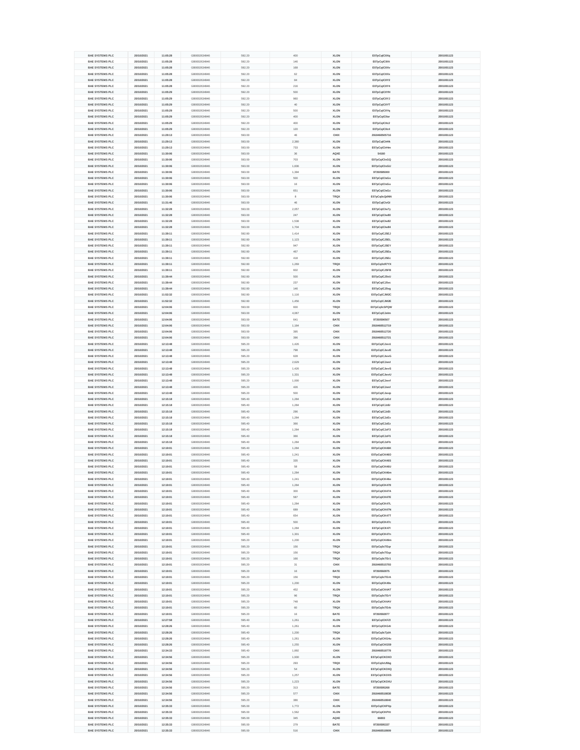| BAE SYSTEMS PLC | 20/10/2021 | 11:05:28 | GB0002634946 | 592.20 | 400 | XLON | E07pCqlCIlXq | 2001001123 |
|---|---|---|---|---|---|---|---|---|
| BAE SYSTEMS PLC | 20/10/2021 | 11:05:28 | GB0002634946 | 592.20 | 146 | XLON | E07pCqlCIlXt | 2001001123 |
| BAE SYSTEMS PLC | 20/10/2021 | 11:05:28 | GB0002634946 | 592.20 | 168 | XLON | E07pCqlCIlXv | 2001001123 |
| BAE SYSTEMS PLC | 20/10/2021 | 11:05:28 | GB0002634946 | 592.20 | 62 | XLON | E07pCqlCIlXx | 2001001123 |
| BAE SYSTEMS PLC | 20/10/2021 | 11:05:28 | GB0002634946 | 592.20 | 84 | XLON | E07pCqlCIlY2 | 2001001123 |
| BAE SYSTEMS PLC | 20/10/2021 | 11:05:28 | GB0002634946 | 592.20 | 216 | XLON | E07pCqlCIlY4 | 2001001123 |
| BAE SYSTEMS PLC | 20/10/2021 | 11:05:29 | GB0002634946 | 592.20 | 500 | XLON | E07pCqlCIlYH | 2001001123 |
| BAE SYSTEMS PLC | 20/10/2021 | 11:05:29 | GB0002634946 | 592.20 | 960 | XLON | E07pCqlCIlYJ | 2001001123 |
| BAE SYSTEMS PLC | 20/10/2021 | 11:05:29 | GB0002634946 | 592.20 | 40 | XLON | E07pCqlCIlYT | 2001001123 |
| BAE SYSTEMS PLC | 20/10/2021 | 11:05:29 | GB0002634946 | 592.20 | 500 | XLON | E07pCqlCIlYq | 2001001123 |
| BAE SYSTEMS PLC | 20/10/2021 | 11:05:29 | GB0002634946 | 592.20 | 400 | XLON | E07pCqlCIlar | 2001001123 |
| BAE SYSTEMS PLC | 20/10/2021 | 11:05:29 | GB0002634946 | 592.20 | 400 | XLON | E07pCqlCIlc2 | 2001001123 |
| BAE SYSTEMS PLC | 20/10/2021 | 11:05:29 | GB0002634946 | 592.20 | 120 | XLON | E07pCqlCIlc4 | 2001001123 |
| BAE SYSTEMS PLC | 20/10/2021 | 11:29:13 | GB0002634946 | 593.00 | 46 | CHIX | 2918469505716 | 2001001123 |
| BAE SYSTEMS PLC | 20/10/2021 | 11:29:13 | GB0002634946 | 593.00 | 2,360 | XLON | E07pCqlCIrHk | 2001001123 |
| BAE SYSTEMS PLC | 20/10/2021 | 11:29:13 | GB0002634946 | 593.00 | 733 | XLON | E07pCqlCIrHm | 2001001123 |
| BAE SYSTEMS PLC | 20/10/2021 | 11:30:06 | GB0002634946 | 593.00 | 36 | AQXE | 54160 | 2001001123 |
| BAE SYSTEMS PLC | 20/10/2021 | 11:30:06 | GB0002634946 | 593.00 | 703 | XLON | E07pCqlCIsGQ | 2001001123 |
| BAE SYSTEMS PLC | 20/10/2021 | 11:30:06 | GB0002634946 | 593.00 | 1,836 | XLON | E07pCqlCIsGU | 2001001123 |
| BAE SYSTEMS PLC | 20/10/2021 | 11:30:06 | GB0002634946 | 593.00 | 1,394 | BATE | 97350585000 | 2001001123 |
| BAE SYSTEMS PLC | 20/10/2021 | 11:30:06 | GB0002634946 | 593.00 | 500 | XLON | E07pCqlCIsGs | 2001001123 |
| BAE SYSTEMS PLC | 20/10/2021 | 11:30:06 | GB0002634946 | 593.00 | 16 | XLON | E07pCqlCIsGu | 2001001123 |
| BAE SYSTEMS PLC | 20/10/2021 | 11:30:06 | GB0002634946 | 593.00 | 651 | XLON | E07pCqlCIsGz | 2001001123 |
| BAE SYSTEMS PLC | 20/10/2021 | 11:30:06 | GB0002634946 | 593.00 | 8 | TRQX | E07pCq0cQdNN | 2001001123 |
| BAE SYSTEMS PLC | 20/10/2021 | 11:31:46 | GB0002634946 | 593.00 | 46 | XLON | E07pCqlCIvGl | 2001001123 |
| BAE SYSTEMS PLC | 20/10/2021 | 11:32:20 | GB0002634946 | 593.00 | 2,057 | XLON | E07pCqlCIw7y | 2001001123 |
| BAE SYSTEMS PLC | 20/10/2021 | 11:32:28 | GB0002634946 | 593.00 | 247 | XLON | E07pCqlCIw80 | 2001001123 |
| BAE SYSTEMS PLC | 20/10/2021 | 11:32:28 | GB0002634946 | 593.00 | 1,538 | XLON | E07pCqlCIw82 | 2001001123 |
| BAE SYSTEMS PLC | 20/10/2021 | 11:32:28 | GB0002634946 | 593.00 | 1,704 | XLON | E07pCqlCIw84 | 2001001123 |
| BAE SYSTEMS PLC | 20/10/2021 | 11:39:11 | GB0002634946 | 592.80 | 1,414 | XLON | E07pCqlCJ5EJ | 2001001123 |
| BAE SYSTEMS PLC | 20/10/2021 | 11:39:11 | GB0002634946 | 592.80 | 1,123 | XLON | E07pCqlCJ5EL | 2001001123 |
| BAE SYSTEMS PLC | 20/10/2021 | 11:39:11 | GB0002634946 | 592.80 | 947 | XLON | E07pCqlCJ5EY | 2001001123 |
| BAE SYSTEMS PLC | 20/10/2021 | 11:39:11 | GB0002634946 | 592.80 | 467 | XLON | E07pCqlCJ5Ea | 2001001123 |
| BAE SYSTEMS PLC | 20/10/2021 | 11:39:11 | GB0002634946 | 592.80 | 416 | XLON | E07pCqlCJ5Ec | 2001001123 |
| BAE SYSTEMS PLC | 20/10/2021 | 11:39:11 | GB0002634946 | 592.80 | 1,269 | TRQX | E07pCq0cR7YX | 2001001123 |
| BAE SYSTEMS PLC | 20/10/2021 | 11:39:11 | GB0002634946 | 592.80 | 602 | XLON | E07pCqlCJ5FB | 2001001123 |
| BAE SYSTEMS PLC | 20/10/2021 | 11:39:44 | GB0002634946 | 592.80 | 500 | XLON | E07pCqlCJ5vU | 2001001123 |
| BAE SYSTEMS PLC | 20/10/2021 | 11:39:44 | GB0002634946 | 592.80 | 237 | XLON | E07pCqlCJ5vc | 2001001123 |
| BAE SYSTEMS PLC | 20/10/2021 | 11:39:44 | GB0002634946 | 592.80 | 146 | XLON | E07pCqlCJ5vg | 2001001123 |
| BAE SYSTEMS PLC | 20/10/2021 | 11:52:32 | GB0002634946 | 592.80 | 1,116 | XLON | E07pCqlCJM2C | 2001001123 |
| BAE SYSTEMS PLC | 20/10/2021 | 11:52:32 | GB0002634946 | 592.80 | 1,456 | XLON | E07pCqlCJM2E | 2001001123 |
| BAE SYSTEMS PLC | 20/10/2021 | 12:04:06 | GB0002634946 | 593.00 | 600 | TRQX | E07pCq0cSPQW | 2001001123 |
| BAE SYSTEMS PLC | 20/10/2021 | 12:04:06 | GB0002634946 | 593.00 | 4,067 | XLON | E07pCqlCJelm | 2001001123 |
| BAE SYSTEMS PLC | 20/10/2021 | 12:04:06 | GB0002634946 | 593.00 | 641 | BATE | 97350590507 | 2001001123 |
| BAE SYSTEMS PLC | 20/10/2021 | 12:04:06 | GB0002634946 | 593.00 | 1,184 | CHIX | 2918469512719 | 2001001123 |
| BAE SYSTEMS PLC | 20/10/2021 | 12:04:06 | GB0002634946 | 593.00 | 395 | CHIX | 2918469512720 | 2001001123 |
| BAE SYSTEMS PLC | 20/10/2021 | 12:04:06 | GB0002634946 | 593.00 | 396 | CHIX | 2918469512721 | 2001001123 |
| BAE SYSTEMS PLC | 20/10/2021 | 12:13:48 | GB0002634946 | 595.20 | 1,426 | XLON | E07pCqlCJwvE | 2001001123 |
| BAE SYSTEMS PLC | 20/10/2021 | 12:13:48 | GB0002634946 | 595.20 | 796 | XLON | E07pCqlCJwvE | 2001001123 |
| BAE SYSTEMS PLC | 20/10/2021 | 12:13:48 | GB0002634946 | 595.20 | 628 | XLON | E07pCqlCJwvG | 2001001123 |
| BAE SYSTEMS PLC | 20/10/2021 | 12:13:48 | GB0002634946 | 595.20 | 2,629 | XLON | E07pCqlCJwvI | 2001001123 |
| BAE SYSTEMS PLC | 20/10/2021 | 12:13:48 | GB0002634946 | 595.20 | 1,426 | XLON | E07pCqlCJwvS | 2001001123 |
| BAE SYSTEMS PLC | 20/10/2021 | 12:13:48 | GB0002634946 | 595.20 | 1,331 | XLON | E07pCqlCJwvU | 2001001123 |
| BAE SYSTEMS PLC | 20/10/2021 | 12:13:48 | GB0002634946 | 595.20 | 1,000 | XLON | E07pCqlCJwvf | 2001001123 |
| BAE SYSTEMS PLC | 20/10/2021 | 12:13:48 | GB0002634946 | 595.20 | 426 | XLON | E07pCqlCJwvl | 2001001123 |
| BAE SYSTEMS PLC | 20/10/2021 | 12:13:48 | GB0002634946 | 595.20 | 500 | XLON | E07pCqlCJwvp | 2001001123 |
| BAE SYSTEMS PLC | 20/10/2021 | 12:15:18 | GB0002634946 | 595.40 | 1,284 | XLON | E07pCqlCJzEd | 2001001123 |
| BAE SYSTEMS PLC | 20/10/2021 | 12:15:18 | GB0002634946 | 595.40 | 1,284 | XLON | E07pCqlCJzEr | 2001001123 |
| BAE SYSTEMS PLC | 20/10/2021 | 12:15:18 | GB0002634946 | 595.40 | 296 | XLON | E07pCqlCJzEt | 2001001123 |
| BAE SYSTEMS PLC | 20/10/2021 | 12:15:18 | GB0002634946 | 595.40 | 1,284 | XLON | E07pCqlCJzEx | 2001001123 |
| BAE SYSTEMS PLC | 20/10/2021 | 12:15:18 | GB0002634946 | 595.40 | 366 | XLON | E07pCqlCJzEz | 2001001123 |
| BAE SYSTEMS PLC | 20/10/2021 | 12:15:18 | GB0002634946 | 595.40 | 1,284 | XLON | E07pCqlCJzF3 | 2001001123 |
| BAE SYSTEMS PLC | 20/10/2021 | 12:15:18 | GB0002634946 | 595.40 | 366 | XLON | E07pCqlCJzF5 | 2001001123 |
| BAE SYSTEMS PLC | 20/10/2021 | 12:15:18 | GB0002634946 | 595.40 | 1,284 | XLON | E07pCqlCJzFb | 2001001123 |
| BAE SYSTEMS PLC | 20/10/2021 | 12:19:01 | GB0002634946 | 595.40 | 1,284 | XLON | E07pCqlCK46K | 2001001123 |
| BAE SYSTEMS PLC | 20/10/2021 | 12:19:01 | GB0002634946 | 595.40 | 1,241 | XLON | E07pCqlCK46O | 2001001123 |
| BAE SYSTEMS PLC | 20/10/2021 | 12:19:01 | GB0002634946 | 595.40 | 335 | XLON | E07pCqlCK46S | 2001001123 |
| BAE SYSTEMS PLC | 20/10/2021 | 12:19:01 | GB0002634946 | 595.40 | 59 | XLON | E07pCqlCK46U | 2001001123 |
| BAE SYSTEMS PLC | 20/10/2021 | 12:19:01 | GB0002634946 | 595.40 | 1,284 | XLON | E07pCqlCK46m | 2001001123 |
| BAE SYSTEMS PLC | 20/10/2021 | 12:19:01 | GB0002634946 | 595.40 | 1,241 | XLON | E07pCqlCK46o | 2001001123 |
| BAE SYSTEMS PLC | 20/10/2021 | 12:19:01 | GB0002634946 | 595.40 | 1,284 | XLON | E07pCqlCK478 | 2001001123 |
| BAE SYSTEMS PLC | 20/10/2021 | 12:19:01 | GB0002634946 | 595.40 | 300 | XLON | E07pCqlCK47A | 2001001123 |
| BAE SYSTEMS PLC | 20/10/2021 | 12:19:01 | GB0002634946 | 595.40 | 587 | XLON | E07pCqlCK47E | 2001001123 |
| BAE SYSTEMS PLC | 20/10/2021 | 12:19:01 | GB0002634946 | 595.40 | 1,284 | XLON | E07pCqlCK47L | 2001001123 |
| BAE SYSTEMS PLC | 20/10/2021 | 12:19:01 | GB0002634946 | 595.40 | 699 | XLON | E07pCqlCK47N | 2001001123 |
| BAE SYSTEMS PLC | 20/10/2021 | 12:19:01 | GB0002634946 | 595.40 | 654 | XLON | E07pCqlCK47T | 2001001123 |
| BAE SYSTEMS PLC | 20/10/2021 | 12:19:01 | GB0002634946 | 595.40 | 500 | XLON | E07pCqlCK47c | 2001001123 |
| BAE SYSTEMS PLC | 20/10/2021 | 12:19:01 | GB0002634946 | 595.40 | 1,284 | XLON | E07pCqlCK47l | 2001001123 |
| BAE SYSTEMS PLC | 20/10/2021 | 12:19:01 | GB0002634946 | 595.40 | 1,301 | XLON | E07pCqlCK47n | 2001001123 |
| BAE SYSTEMS PLC | 20/10/2021 | 12:19:01 | GB0002634946 | 595.20 | 1,200 | XLON | E07pCqlCK49m | 2001001123 |
| BAE SYSTEMS PLC | 20/10/2021 | 12:19:01 | GB0002634946 | 595.20 | 156 | TRQX | E07pCq0cTEqr | 2001001123 |
| BAE SYSTEMS PLC | 20/10/2021 | 12:19:01 | GB0002634946 | 595.20 | 156 | TRQX | E07pCq0cTEqz | 2001001123 |
| BAE SYSTEMS PLC | 20/10/2021 | 12:19:01 | GB0002634946 | 595.20 | 166 | TRQX | E07pCq0cTEr1 | 2001001123 |
| BAE SYSTEMS PLC | 20/10/2021 | 12:19:01 | GB0002634946 | 595.20 | 31 | CHIX | 2918469515793 | 2001001123 |
| BAE SYSTEMS PLC | 20/10/2021 | 12:19:01 | GB0002634946 | 595.20 | 16 | BATE | 97350592875 | 2001001123 |
| BAE SYSTEMS PLC | 20/10/2021 | 12:19:01 | GB0002634946 | 595.20 | 156 | TRQX | E07pCq0cTErA | 2001001123 |
| BAE SYSTEMS PLC | 20/10/2021 | 12:19:01 | GB0002634946 | 595.20 | 1,200 | XLON | E07pCqlCK49x | 2001001123 |
| BAE SYSTEMS PLC | 20/10/2021 | 12:19:01 | GB0002634946 | 595.20 | 452 | XLON | E07pCqlCK4AT | 2001001123 |
| BAE SYSTEMS PLC | 20/10/2021 | 12:19:01 | GB0002634946 | 595.20 | 96 | TRQX | E07pCq0cTErY | 2001001123 |
| BAE SYSTEMS PLC | 20/10/2021 | 12:19:01 | GB0002634946 | 595.20 | 748 | XLON | E07pCqlCK4AV | 2001001123 |
| BAE SYSTEMS PLC | 20/10/2021 | 12:19:01 | GB0002634946 | 595.20 | 60 | TRQX | E07pCq0cTErb | 2001001123 |
| BAE SYSTEMS PLC | 20/10/2021 | 12:19:01 | GB0002634946 | 595.20 | 16 | BATE | 97350592877 | 2001001123 |
| BAE SYSTEMS PLC | 20/10/2021 | 12:27:58 | GB0002634946 | 595.40 | 1,261 | XLON | E07pCqlCKFZl | 2001001123 |
| BAE SYSTEMS PLC | 20/10/2021 | 12:28:26 | GB0002634946 | 595.40 | 1,261 | XLON | E07pCqlCKG4i | 2001001123 |
| BAE SYSTEMS PLC | 20/10/2021 | 12:28:26 | GB0002634946 | 595.40 | 1,200 | TRQX | E07pCq0cTjdA | 2001001123 |
| BAE SYSTEMS PLC | 20/10/2021 | 12:28:26 | GB0002634946 | 595.40 | 1,261 | XLON | E07pCqlCKG4u | 2001001123 |
| BAE SYSTEMS PLC | 20/10/2021 | 12:28:26 | GB0002634946 | 595.40 | 1,255 | XLON | E07pCqlCKG59 | 2001001123 |
| BAE SYSTEMS PLC | 20/10/2021 | 12:34:33 | GB0002634946 | 595.40 | 1,692 | CHIX | 2918469518778 | 2001001123 |
| BAE SYSTEMS PLC | 20/10/2021 | 12:34:56 | GB0002634946 | 595.20 | 1,930 | XLON | E07pCqlCKOXO | 2001001123 |
| BAE SYSTEMS PLC | 20/10/2021 | 12:34:56 | GB0002634946 | 595.20 | 293 | TRQX | E07pCq0cU5bg | 2001001123 |
| BAE SYSTEMS PLC | 20/10/2021 | 12:34:56 | GB0002634946 | 595.20 | 54 | XLON | E07pCqlCKOXQ | 2001001123 |
| BAE SYSTEMS PLC | 20/10/2021 | 12:34:56 | GB0002634946 | 595.20 | 1,257 | XLON | E07pCqlCKOXS | 2001001123 |
| BAE SYSTEMS PLC | 20/10/2021 | 12:34:56 | GB0002634946 | 595.20 | 1,223 | XLON | E07pCqlCKOXU | 2001001123 |
| BAE SYSTEMS PLC | 20/10/2021 | 12:34:56 | GB0002634946 | 595.20 | 313 | BATE | 97350595268 | 2001001123 |
| BAE SYSTEMS PLC | 20/10/2021 | 12:34:56 | GB0002634946 | 595.20 | 577 | CHIX | 2918469518838 | 2001001123 |
| BAE SYSTEMS PLC | 20/10/2021 | 12:34:56 | GB0002634946 | 595.20 | 386 | CHIX | 2918469518840 | 2001001123 |
| BAE SYSTEMS PLC | 20/10/2021 | 12:35:33 | GB0002634946 | 595.00 | 1,772 | XLON | E07pCqlCKPXp | 2001001123 |
| BAE SYSTEMS PLC | 20/10/2021 | 12:35:33 | GB0002634946 | 595.00 | 1,562 | XLON | E07pCqlCKPXt | 2001001123 |
| BAE SYSTEMS PLC | 20/10/2021 | 12:35:33 | GB0002634946 | 595.00 | 345 | AQXE | 66003 | 2001001123 |
| BAE SYSTEMS PLC | 20/10/2021 | 12:35:33 | GB0002634946 | 595.00 | 279 | BATE | 97350595337 | 2001001123 |
| BAE SYSTEMS PLC | 20/10/2021 | 12:35:33 | GB0002634946 | 595.00 | 516 | CHIX | 2918469518909 | 2001001123 |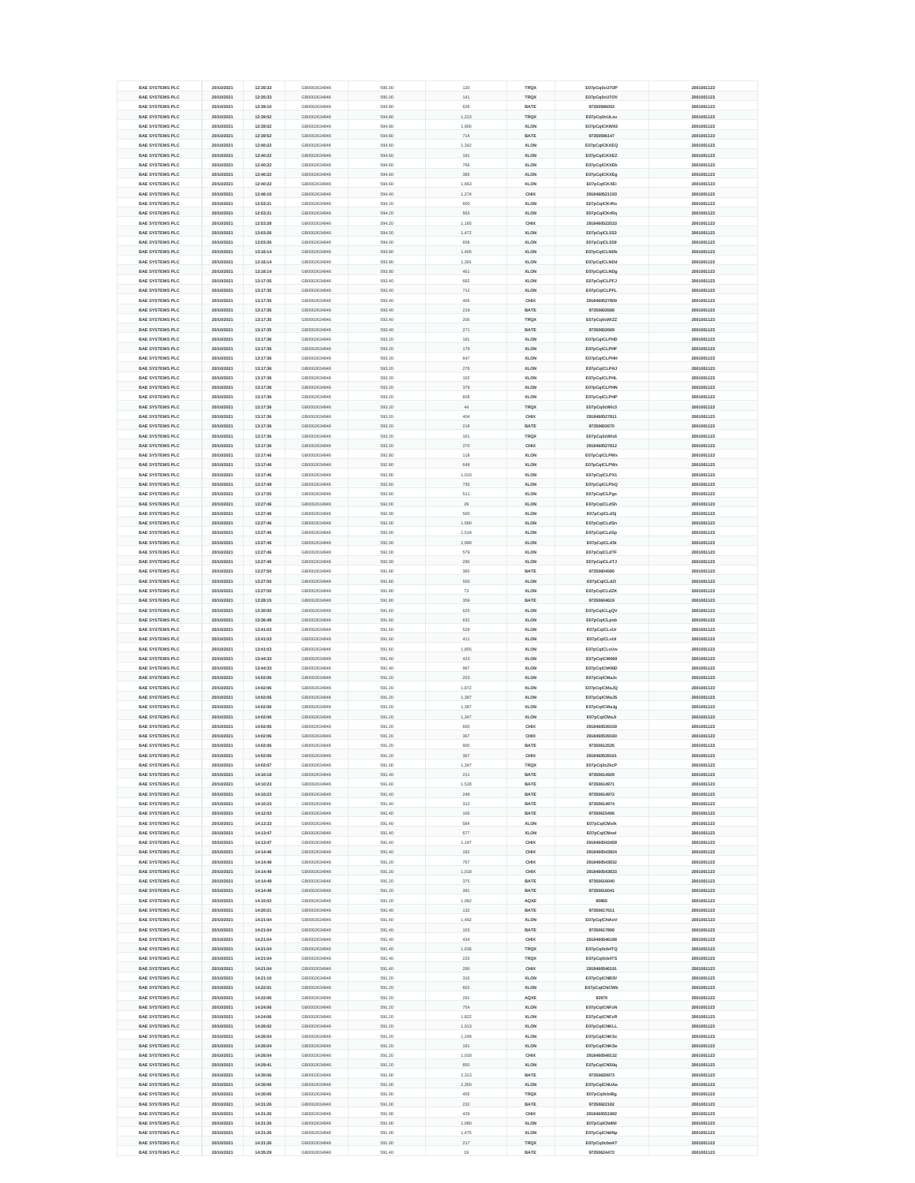| BAE SYSTEMS PLC | 20/10/2021 | 12:35:33 | GB0002634946 | 595.00 | 120 | TRQX | E07pCq0cU7OP | 2001001123 |
|---|---|---|---|---|---|---|---|---|
| BAE SYSTEMS PLC | 20/10/2021 | 12:35:33 | GB0002634946 | 595.00 | 141 | TRQX | E07pCq0cU7OV | 2001001123 |
| BAE SYSTEMS PLC | 20/10/2021 | 12:39:10 | GB0002634946 | 594.80 | 626 | BATE | 97350596002 | 2001001123 |
| BAE SYSTEMS PLC | 20/10/2021 | 12:39:52 | GB0002634946 | 594.80 | 1,223 | TRQX | E07pCq0cULzu | 2001001123 |
| BAE SYSTEMS PLC | 20/10/2021 | 12:39:52 | GB0002634946 | 594.80 | 1,956 | XLON | E07pCqlCKW93 | 2001001123 |
| BAE SYSTEMS PLC | 20/10/2021 | 12:39:52 | GB0002634946 | 594.80 | 714 | BATE | 97350596147 | 2001001123 |
| BAE SYSTEMS PLC | 20/10/2021 | 12:40:22 | GB0002634946 | 594.60 | 1,342 | XLON | E07pCqlCKXEQ | 2001001123 |
| BAE SYSTEMS PLC | 20/10/2021 | 12:40:22 | GB0002634946 | 594.60 | 191 | XLON | E07pCqlCKXEZ | 2001001123 |
| BAE SYSTEMS PLC | 20/10/2021 | 12:40:22 | GB0002634946 | 594.60 | 766 | XLON | E07pCqlCKXEb | 2001001123 |
| BAE SYSTEMS PLC | 20/10/2021 | 12:40:22 | GB0002634946 | 594.60 | 385 | XLON | E07pCqlCKXEg | 2001001123 |
| BAE SYSTEMS PLC | 20/10/2021 | 12:40:22 | GB0002634946 | 594.60 | 1,663 | XLON | E07pCqlCKXEi | 2001001123 |
| BAE SYSTEMS PLC | 20/10/2021 | 12:46:10 | GB0002634946 | 594.40 | 1,274 | CHIX | 2918468521193 | 2001001123 |
| BAE SYSTEMS PLC | 20/10/2021 | 12:53:21 | GB0002634946 | 594.20 | 600 | XLON | E07pCqlCKrRo | 2001001123 |
| BAE SYSTEMS PLC | 20/10/2021 | 12:53:21 | GB0002634946 | 594.20 | 563 | XLON | E07pCqlCKrRq | 2001001123 |
| BAE SYSTEMS PLC | 20/10/2021 | 12:53:28 | GB0002634946 | 594.20 | 1,185 | CHIX | 2918468522533 | 2001001123 |
| BAE SYSTEMS PLC | 20/10/2021 | 13:03:26 | GB0002634946 | 594.00 | 1,472 | XLON | E07pCqlCLSS3 | 2001001123 |
| BAE SYSTEMS PLC | 20/10/2021 | 13:03:26 | GB0002634946 | 594.00 | 608 | XLON | E07pCqlCLSS9 | 2001001123 |
| BAE SYSTEMS PLC | 20/10/2021 | 13:16:14 | GB0002634946 | 593.80 | 1,405 | XLON | E07pCqlCLNDb | 2001001123 |
| BAE SYSTEMS PLC | 20/10/2021 | 13:16:14 | GB0002634946 | 593.80 | 1,391 | XLON | E07pCqlCLNDd | 2001001123 |
| BAE SYSTEMS PLC | 20/10/2021 | 13:16:14 | GB0002634946 | 593.80 | 481 | XLON | E07pCqlCLNDg | 2001001123 |
| BAE SYSTEMS PLC | 20/10/2021 | 13:17:35 | GB0002634946 | 593.40 | 682 | XLON | E07pCqlCLPFJ | 2001001123 |
| BAE SYSTEMS PLC | 20/10/2021 | 13:17:35 | GB0002634946 | 593.40 | 712 | XLON | E07pCqlCLPFL | 2001001123 |
| BAE SYSTEMS PLC | 20/10/2021 | 13:17:35 | GB0002634946 | 593.40 | 406 | CHIX | 2918468527809 | 2001001123 |
| BAE SYSTEMS PLC | 20/10/2021 | 13:17:35 | GB0002634946 | 593.40 | 219 | BATE | 97350602668 | 2001001123 |
| BAE SYSTEMS PLC | 20/10/2021 | 13:17:35 | GB0002634946 | 593.40 | 306 | TRQX | E07pCq0cWIZZ | 2001001123 |
| BAE SYSTEMS PLC | 20/10/2021 | 13:17:35 | GB0002634946 | 593.40 | 271 | BATE | 97350602669 | 2001001123 |
| BAE SYSTEMS PLC | 20/10/2021 | 13:17:36 | GB0002634946 | 593.20 | 181 | XLON | E07pCqlCLPHD | 2001001123 |
| BAE SYSTEMS PLC | 20/10/2021 | 13:17:36 | GB0002634946 | 593.20 | 179 | XLON | E07pCqlCLPHF | 2001001123 |
| BAE SYSTEMS PLC | 20/10/2021 | 13:17:36 | GB0002634946 | 593.20 | 647 | XLON | E07pCqlCLPHH | 2001001123 |
| BAE SYSTEMS PLC | 20/10/2021 | 13:17:36 | GB0002634946 | 593.20 | 278 | XLON | E07pCqlCLPHJ | 2001001123 |
| BAE SYSTEMS PLC | 20/10/2021 | 13:17:36 | GB0002634946 | 593.20 | 102 | XLON | E07pCqlCLPHL | 2001001123 |
| BAE SYSTEMS PLC | 20/10/2021 | 13:17:36 | GB0002634946 | 593.20 | 379 | XLON | E07pCqlCLPHN | 2001001123 |
| BAE SYSTEMS PLC | 20/10/2021 | 13:17:36 | GB0002634946 | 593.20 | 828 | XLON | E07pCqlCLPHP | 2001001123 |
| BAE SYSTEMS PLC | 20/10/2021 | 13:17:36 | GB0002634946 | 593.20 | 44 | TRQX | E07pCq0cWIc3 | 2001001123 |
| BAE SYSTEMS PLC | 20/10/2021 | 13:17:36 | GB0002634946 | 593.20 | 404 | CHIX | 2918468527811 | 2001001123 |
| BAE SYSTEMS PLC | 20/10/2021 | 13:17:36 | GB0002634946 | 593.20 | 218 | BATE | 97350602670 | 2001001123 |
| BAE SYSTEMS PLC | 20/10/2021 | 13:17:36 | GB0002634946 | 593.20 | 161 | TRQX | E07pCq0cWIc6 | 2001001123 |
| BAE SYSTEMS PLC | 20/10/2021 | 13:17:36 | GB0002634946 | 593.20 | 270 | CHIX | 2918468527812 | 2001001123 |
| BAE SYSTEMS PLC | 20/10/2021 | 13:17:46 | GB0002634946 | 592.80 | 118 | XLON | E07pCqlCLPWx | 2001001123 |
| BAE SYSTEMS PLC | 20/10/2021 | 13:17:46 | GB0002634946 | 592.80 | 649 | XLON | E07pCqlCLPWz | 2001001123 |
| BAE SYSTEMS PLC | 20/10/2021 | 13:17:46 | GB0002634946 | 592.80 | 1,010 | XLON | E07pCqlCLPX1 | 2001001123 |
| BAE SYSTEMS PLC | 20/10/2021 | 13:17:48 | GB0002634946 | 592.60 | 735 | XLON | E07pCqlCLPbQ | 2001001123 |
| BAE SYSTEMS PLC | 20/10/2021 | 13:17:55 | GB0002634946 | 592.60 | 511 | XLON | E07pCqlCLPgs | 2001001123 |
| BAE SYSTEMS PLC | 20/10/2021 | 13:27:46 | GB0002634946 | 592.00 | 29 | XLON | E07pCqlCLdSh | 2001001123 |
| BAE SYSTEMS PLC | 20/10/2021 | 13:27:46 | GB0002634946 | 592.00 | 500 | XLON | E07pCqlCLdSj | 2001001123 |
| BAE SYSTEMS PLC | 20/10/2021 | 13:27:46 | GB0002634946 | 592.00 | 1,580 | XLON | E07pCqlCLdSn | 2001001123 |
| BAE SYSTEMS PLC | 20/10/2021 | 13:27:46 | GB0002634946 | 592.00 | 1,518 | XLON | E07pCqlCLdSp | 2001001123 |
| BAE SYSTEMS PLC | 20/10/2021 | 13:27:46 | GB0002634946 | 592.00 | 2,999 | XLON | E07pCqlCLdSt | 2001001123 |
| BAE SYSTEMS PLC | 20/10/2021 | 13:27:46 | GB0002634946 | 592.00 | 579 | XLON | E07pCqlCLdTF | 2001001123 |
| BAE SYSTEMS PLC | 20/10/2021 | 13:27:46 | GB0002634946 | 592.00 | 290 | XLON | E07pCqlCLdTJ | 2001001123 |
| BAE SYSTEMS PLC | 20/10/2021 | 13:27:50 | GB0002634946 | 591.80 | 380 | BATE | 97350604580 | 2001001123 |
| BAE SYSTEMS PLC | 20/10/2021 | 13:27:50 | GB0002634946 | 591.80 | 500 | XLON | E07pCqlCLdZI | 2001001123 |
| BAE SYSTEMS PLC | 20/10/2021 | 13:27:50 | GB0002634946 | 591.80 | 73 | XLON | E07pCqlCLdZK | 2001001123 |
| BAE SYSTEMS PLC | 20/10/2021 | 13:28:15 | GB0002634946 | 591.80 | 389 | BATE | 97350604619 | 2001001123 |
| BAE SYSTEMS PLC | 20/10/2021 | 13:30:00 | GB0002634946 | 591.60 | 625 | XLON | E07pCqlCLgQV | 2001001123 |
| BAE SYSTEMS PLC | 20/10/2021 | 13:36:48 | GB0002634946 | 591.60 | 632 | XLON | E07pCqlCLpsb | 2001001123 |
| BAE SYSTEMS PLC | 20/10/2021 | 13:41:03 | GB0002634946 | 591.60 | 529 | XLON | E07pCqlCLvUr | 2001001123 |
| BAE SYSTEMS PLC | 20/10/2021 | 13:41:03 | GB0002634946 | 591.60 | 411 | XLON | E07pCqlCLvUt | 2001001123 |
| BAE SYSTEMS PLC | 20/10/2021 | 13:41:03 | GB0002634946 | 591.60 | 1,855 | XLON | E07pCqlCLvUw | 2001001123 |
| BAE SYSTEMS PLC | 20/10/2021 | 13:44:33 | GB0002634946 | 591.40 | 423 | XLON | E07pCqlCM069 | 2001001123 |
| BAE SYSTEMS PLC | 20/10/2021 | 13:44:33 | GB0002634946 | 591.40 | 967 | XLON | E07pCqlCM06D | 2001001123 |
| BAE SYSTEMS PLC | 20/10/2021 | 14:02:06 | GB0002634946 | 591.20 | 253 | XLON | E07pCqlCMaJc | 2001001123 |
| BAE SYSTEMS PLC | 20/10/2021 | 14:02:06 | GB0002634946 | 591.20 | 1,872 | XLON | E07pCqlCMaJQ | 2001001123 |
| BAE SYSTEMS PLC | 20/10/2021 | 14:02:06 | GB0002634946 | 591.20 | 1,387 | XLON | E07pCqlCMaJS | 2001001123 |
| BAE SYSTEMS PLC | 20/10/2021 | 14:02:06 | GB0002634946 | 591.20 | 1,387 | XLON | E07pCqlCMaJg | 2001001123 |
| BAE SYSTEMS PLC | 20/10/2021 | 14:02:06 | GB0002634946 | 591.20 | 1,347 | XLON | E07pCqlCMaJi | 2001001123 |
| BAE SYSTEMS PLC | 20/10/2021 | 14:02:06 | GB0002634946 | 591.20 | 600 | CHIX | 2918468539159 | 2001001123 |
| BAE SYSTEMS PLC | 20/10/2021 | 14:02:06 | GB0002634946 | 591.20 | 367 | CHIX | 2918468539160 | 2001001123 |
| BAE SYSTEMS PLC | 20/10/2021 | 14:02:06 | GB0002634946 | 591.20 | 900 | BATE | 97350612535 | 2001001123 |
| BAE SYSTEMS PLC | 20/10/2021 | 14:02:06 | GB0002634946 | 591.20 | 367 | CHIX | 2918468539161 | 2001001123 |
| BAE SYSTEMS PLC | 20/10/2021 | 14:02:07 | GB0002634946 | 591.00 | 1,347 | TRQX | E07pCq0cZbcP | 2001001123 |
| BAE SYSTEMS PLC | 20/10/2021 | 14:10:18 | GB0002634946 | 591.40 | 211 | BATE | 97350614929 | 2001001123 |
| BAE SYSTEMS PLC | 20/10/2021 | 14:10:23 | GB0002634946 | 591.40 | 1,528 | BATE | 97350614971 | 2001001123 |
| BAE SYSTEMS PLC | 20/10/2021 | 14:10:23 | GB0002634946 | 591.40 | 248 | BATE | 97350614972 | 2001001123 |
| BAE SYSTEMS PLC | 20/10/2021 | 14:10:23 | GB0002634946 | 591.40 | 312 | BATE | 97350614974 | 2001001123 |
| BAE SYSTEMS PLC | 20/10/2021 | 14:12:03 | GB0002634946 | 591.40 | 105 | BATE | 97350615406 | 2001001123 |
| BAE SYSTEMS PLC | 20/10/2021 | 14:13:33 | GB0002634946 | 591.40 | 584 | XLON | E07pCqlCMxfk | 2001001123 |
| BAE SYSTEMS PLC | 20/10/2021 | 14:13:47 | GB0002634946 | 591.40 | 677 | XLON | E07pCqlCMxel | 2001001123 |
| BAE SYSTEMS PLC | 20/10/2021 | 14:13:47 | GB0002634946 | 591.40 | 1,197 | CHIX | 2918468543458 | 2001001123 |
| BAE SYSTEMS PLC | 20/10/2021 | 14:14:46 | GB0002634946 | 591.40 | 192 | CHIX | 2918468543824 | 2001001123 |
| BAE SYSTEMS PLC | 20/10/2021 | 14:14:48 | GB0002634946 | 591.20 | 757 | CHIX | 2918468543832 | 2001001123 |
| BAE SYSTEMS PLC | 20/10/2021 | 14:14:48 | GB0002634946 | 591.20 | 1,018 | CHIX | 2918468543833 | 2001001123 |
| BAE SYSTEMS PLC | 20/10/2021 | 14:14:48 | GB0002634946 | 591.20 | 375 | BATE | 97350616040 | 2001001123 |
| BAE SYSTEMS PLC | 20/10/2021 | 14:14:48 | GB0002634946 | 591.20 | 391 | BATE | 97350616041 | 2001001123 |
| BAE SYSTEMS PLC | 20/10/2021 | 14:15:02 | GB0002634946 | 591.20 | 1,062 | AQXE | 90865 | 2001001123 |
| BAE SYSTEMS PLC | 20/10/2021 | 14:20:21 | GB0002634946 | 591.40 | 132 | BATE | 97350617611 | 2001001123 |
| BAE SYSTEMS PLC | 20/10/2021 | 14:21:04 | GB0002634946 | 591.40 | 1,492 | XLON | E07pCqlCNAoV | 2001001123 |
| BAE SYSTEMS PLC | 20/10/2021 | 14:21:04 | GB0002634946 | 591.40 | 103 | BATE | 97350617806 | 2001001123 |
| BAE SYSTEMS PLC | 20/10/2021 | 14:21:04 | GB0002634946 | 591.40 | 434 | CHIX | 2918468546188 | 2001001123 |
| BAE SYSTEMS PLC | 20/10/2021 | 14:21:04 | GB0002634946 | 591.40 | 1,636 | TRQX | E07pCq0cb4TQ | 2001001123 |
| BAE SYSTEMS PLC | 20/10/2021 | 14:21:04 | GB0002634946 | 591.40 | 220 | TRQX | E07pCq0cb4TS | 2001001123 |
| BAE SYSTEMS PLC | 20/10/2021 | 14:21:04 | GB0002634946 | 591.40 | 290 | CHIX | 2918468546191 | 2001001123 |
| BAE SYSTEMS PLC | 20/10/2021 | 14:21:10 | GB0002634946 | 591.20 | 316 | XLON | E07pCqlCNB3V | 2001001123 |
| BAE SYSTEMS PLC | 20/10/2021 | 14:22:01 | GB0002634946 | 591.20 | 602 | XLON | E07pCqlCNCWb | 2001001123 |
| BAE SYSTEMS PLC | 20/10/2021 | 14:22:06 | GB0002634946 | 591.20 | 291 | AQXE | 92979 | 2001001123 |
| BAE SYSTEMS PLC | 20/10/2021 | 14:24:06 | GB0002634946 | 591.20 | 754 | XLON | E07pCqlCNFzN | 2001001123 |
| BAE SYSTEMS PLC | 20/10/2021 | 14:24:06 | GB0002634946 | 591.20 | 1,822 | XLON | E07pCqlCNFzR | 2001001123 |
| BAE SYSTEMS PLC | 20/10/2021 | 14:26:02 | GB0002634946 | 591.20 | 1,013 | XLON | E07pCqlCNKLL | 2001001123 |
| BAE SYSTEMS PLC | 20/10/2021 | 14:26:04 | GB0002634946 | 591.20 | 1,248 | XLON | E07pCqlCNKSc | 2001001123 |
| BAE SYSTEMS PLC | 20/10/2021 | 14:26:04 | GB0002634946 | 591.20 | 191 | XLON | E07pCqlCNKSe | 2001001123 |
| BAE SYSTEMS PLC | 20/10/2021 | 14:26:04 | GB0002634946 | 591.20 | 1,018 | CHIX | 2918468548132 | 2001001123 |
| BAE SYSTEMS PLC | 20/10/2021 | 14:29:41 | GB0002634946 | 591.20 | 850 | XLON | E07pCqlCNS0q | 2001001123 |
| BAE SYSTEMS PLC | 20/10/2021 | 14:30:06 | GB0002634946 | 591.00 | 2,313 | BATE | 97350620973 | 2001001123 |
| BAE SYSTEMS PLC | 20/10/2021 | 14:30:06 | GB0002634946 | 591.00 | 2,350 | XLON | E07pCqlCNUAa | 2001001123 |
| BAE SYSTEMS PLC | 20/10/2021 | 14:30:06 | GB0002634946 | 591.00 | 455 | TRQX | E07pCq0cbIBg | 2001001123 |
| BAE SYSTEMS PLC | 20/10/2021 | 14:31:26 | GB0002634946 | 591.00 | 232 | BATE | 97350622182 | 2001001123 |
| BAE SYSTEMS PLC | 20/10/2021 | 14:31:26 | GB0002634946 | 591.00 | 429 | CHIX | 2918468551982 | 2001001123 |
| BAE SYSTEMS PLC | 20/10/2021 | 14:31:26 | GB0002634946 | 591.00 | 1,080 | XLON | E07pCqlCNdNl | 2001001123 |
| BAE SYSTEMS PLC | 20/10/2021 | 14:31:26 | GB0002634946 | 591.00 | 1,475 | XLON | E07pCqlCNdNp | 2001001123 |
| BAE SYSTEMS PLC | 20/10/2021 | 14:31:26 | GB0002634946 | 591.00 | 217 | TRQX | E07pCq0cbwkT | 2001001123 |
| BAE SYSTEMS PLC | 20/10/2021 | 14:35:29 | GB0002634946 | 591.40 | 19 | BATE | 97350624472 | 2001001123 |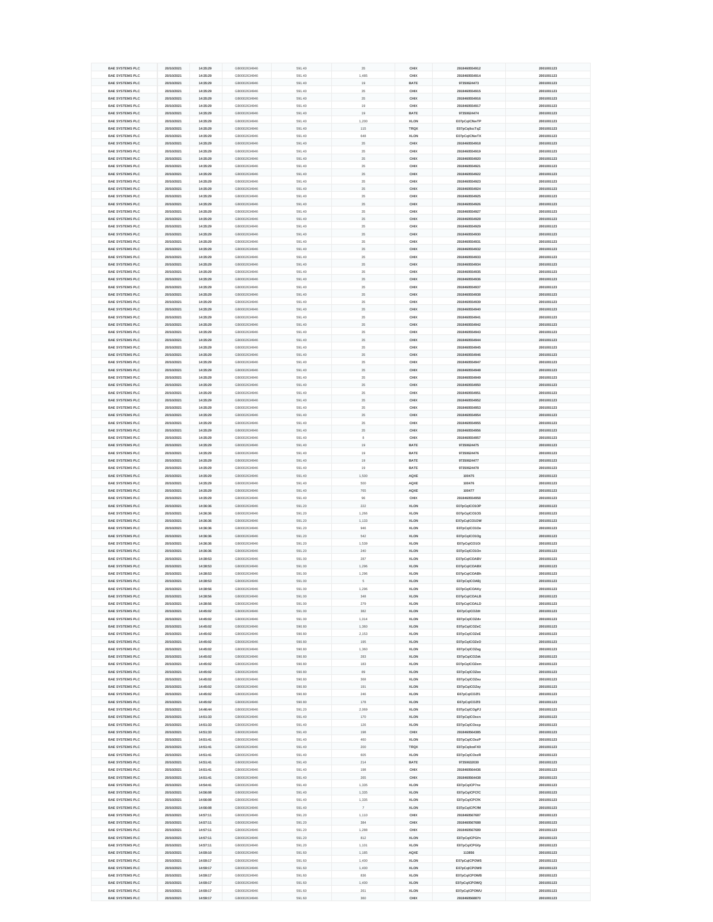| | | | | | | | | |
|---|---|---|---|---|---|---|---|---|
| BAE SYSTEMS PLC | 20/10/2021 | 14:35:29 | GB0002634946 | 591.40 | 35 | CHIX | 2918460554912 | 2001001123 |
| BAE SYSTEMS PLC | 20/10/2021 | 14:35:29 | GB0002634946 | 591.40 | 1,485 | CHIX | 2918460554914 | 2001001123 |
| BAE SYSTEMS PLC | 20/10/2021 | 14:35:29 | GB0002634946 | 591.40 | 19 | BATE | 97350624473 | 2001001123 |
| BAE SYSTEMS PLC | 20/10/2021 | 14:35:29 | GB0002634946 | 591.40 | 35 | CHIX | 2918460554915 | 2001001123 |
| BAE SYSTEMS PLC | 20/10/2021 | 14:35:29 | GB0002634946 | 591.40 | 35 | CHIX | 2918460554916 | 2001001123 |
| BAE SYSTEMS PLC | 20/10/2021 | 14:35:29 | GB0002634946 | 591.40 | 19 | CHIX | 2918460554917 | 2001001123 |
| BAE SYSTEMS PLC | 20/10/2021 | 14:35:29 | GB0002634946 | 591.40 | 19 | BATE | 97350624474 | 2001001123 |
| BAE SYSTEMS PLC | 20/10/2021 | 14:35:29 | GB0002634946 | 591.40 | 1,200 | XLON | E07pCqICNwTP | 2001001123 |
| BAE SYSTEMS PLC | 20/10/2021 | 14:35:29 | GB0002634946 | 591.40 | 115 | TRQX | E07pCq0ccTqZ | 2001001123 |
| BAE SYSTEMS PLC | 20/10/2021 | 14:35:29 | GB0002634946 | 591.40 | 648 | XLON | E07pCqICNwTX | 2001001123 |
| BAE SYSTEMS PLC | 20/10/2021 | 14:35:29 | GB0002634946 | 591.40 | 35 | CHIX | 2918460554918 | 2001001123 |
| BAE SYSTEMS PLC | 20/10/2021 | 14:35:29 | GB0002634946 | 591.40 | 35 | CHIX | 2918460554919 | 2001001123 |
| BAE SYSTEMS PLC | 20/10/2021 | 14:35:29 | GB0002634946 | 591.40 | 35 | CHIX | 2918460554920 | 2001001123 |
| BAE SYSTEMS PLC | 20/10/2021 | 14:35:29 | GB0002634946 | 591.40 | 35 | CHIX | 2918460554921 | 2001001123 |
| BAE SYSTEMS PLC | 20/10/2021 | 14:35:29 | GB0002634946 | 591.40 | 35 | CHIX | 2918460554922 | 2001001123 |
| BAE SYSTEMS PLC | 20/10/2021 | 14:35:29 | GB0002634946 | 591.40 | 35 | CHIX | 2918460554923 | 2001001123 |
| BAE SYSTEMS PLC | 20/10/2021 | 14:35:29 | GB0002634946 | 591.40 | 35 | CHIX | 2918460554924 | 2001001123 |
| BAE SYSTEMS PLC | 20/10/2021 | 14:35:29 | GB0002634946 | 591.40 | 35 | CHIX | 2918460554925 | 2001001123 |
| BAE SYSTEMS PLC | 20/10/2021 | 14:35:29 | GB0002634946 | 591.40 | 35 | CHIX | 2918460554926 | 2001001123 |
| BAE SYSTEMS PLC | 20/10/2021 | 14:35:29 | GB0002634946 | 591.40 | 35 | CHIX | 2918460554927 | 2001001123 |
| BAE SYSTEMS PLC | 20/10/2021 | 14:35:29 | GB0002634946 | 591.40 | 35 | CHIX | 2918460554928 | 2001001123 |
| BAE SYSTEMS PLC | 20/10/2021 | 14:35:29 | GB0002634946 | 591.40 | 35 | CHIX | 2918460554929 | 2001001123 |
| BAE SYSTEMS PLC | 20/10/2021 | 14:35:29 | GB0002634946 | 591.40 | 35 | CHIX | 2918460554930 | 2001001123 |
| BAE SYSTEMS PLC | 20/10/2021 | 14:35:29 | GB0002634946 | 591.40 | 35 | CHIX | 2918460554931 | 2001001123 |
| BAE SYSTEMS PLC | 20/10/2021 | 14:35:29 | GB0002634946 | 591.40 | 35 | CHIX | 2918460554932 | 2001001123 |
| BAE SYSTEMS PLC | 20/10/2021 | 14:35:29 | GB0002634946 | 591.40 | 35 | CHIX | 2918460554933 | 2001001123 |
| BAE SYSTEMS PLC | 20/10/2021 | 14:35:29 | GB0002634946 | 591.40 | 35 | CHIX | 2918460554934 | 2001001123 |
| BAE SYSTEMS PLC | 20/10/2021 | 14:35:29 | GB0002634946 | 591.40 | 35 | CHIX | 2918460554935 | 2001001123 |
| BAE SYSTEMS PLC | 20/10/2021 | 14:35:29 | GB0002634946 | 591.40 | 35 | CHIX | 2918460554936 | 2001001123 |
| BAE SYSTEMS PLC | 20/10/2021 | 14:35:29 | GB0002634946 | 591.40 | 35 | CHIX | 2918460554937 | 2001001123 |
| BAE SYSTEMS PLC | 20/10/2021 | 14:35:29 | GB0002634946 | 591.40 | 35 | CHIX | 2918460554938 | 2001001123 |
| BAE SYSTEMS PLC | 20/10/2021 | 14:35:29 | GB0002634946 | 591.40 | 35 | CHIX | 2918460554939 | 2001001123 |
| BAE SYSTEMS PLC | 20/10/2021 | 14:35:29 | GB0002634946 | 591.40 | 35 | CHIX | 2918460554940 | 2001001123 |
| BAE SYSTEMS PLC | 20/10/2021 | 14:35:29 | GB0002634946 | 591.40 | 35 | CHIX | 2918460554941 | 2001001123 |
| BAE SYSTEMS PLC | 20/10/2021 | 14:35:29 | GB0002634946 | 591.40 | 35 | CHIX | 2918460554942 | 2001001123 |
| BAE SYSTEMS PLC | 20/10/2021 | 14:35:29 | GB0002634946 | 591.40 | 35 | CHIX | 2918460554943 | 2001001123 |
| BAE SYSTEMS PLC | 20/10/2021 | 14:35:29 | GB0002634946 | 591.40 | 35 | CHIX | 2918460554944 | 2001001123 |
| BAE SYSTEMS PLC | 20/10/2021 | 14:35:29 | GB0002634946 | 591.40 | 35 | CHIX | 2918460554945 | 2001001123 |
| BAE SYSTEMS PLC | 20/10/2021 | 14:35:29 | GB0002634946 | 591.40 | 35 | CHIX | 2918460554946 | 2001001123 |
| BAE SYSTEMS PLC | 20/10/2021 | 14:35:29 | GB0002634946 | 591.40 | 35 | CHIX | 2918460554947 | 2001001123 |
| BAE SYSTEMS PLC | 20/10/2021 | 14:35:29 | GB0002634946 | 591.40 | 35 | CHIX | 2918460554948 | 2001001123 |
| BAE SYSTEMS PLC | 20/10/2021 | 14:35:29 | GB0002634946 | 591.40 | 35 | CHIX | 2918460554949 | 2001001123 |
| BAE SYSTEMS PLC | 20/10/2021 | 14:35:29 | GB0002634946 | 591.40 | 35 | CHIX | 2918460554950 | 2001001123 |
| BAE SYSTEMS PLC | 20/10/2021 | 14:35:29 | GB0002634946 | 591.40 | 35 | CHIX | 2918460554951 | 2001001123 |
| BAE SYSTEMS PLC | 20/10/2021 | 14:35:29 | GB0002634946 | 591.40 | 35 | CHIX | 2918460554952 | 2001001123 |
| BAE SYSTEMS PLC | 20/10/2021 | 14:35:29 | GB0002634946 | 591.40 | 35 | CHIX | 2918460554953 | 2001001123 |
| BAE SYSTEMS PLC | 20/10/2021 | 14:35:29 | GB0002634946 | 591.40 | 35 | CHIX | 2918460554954 | 2001001123 |
| BAE SYSTEMS PLC | 20/10/2021 | 14:35:29 | GB0002634946 | 591.40 | 35 | CHIX | 2918460554955 | 2001001123 |
| BAE SYSTEMS PLC | 20/10/2021 | 14:35:29 | GB0002634946 | 591.40 | 35 | CHIX | 2918460554956 | 2001001123 |
| BAE SYSTEMS PLC | 20/10/2021 | 14:35:29 | GB0002634946 | 591.40 | 8 | CHIX | 2918460554957 | 2001001123 |
| BAE SYSTEMS PLC | 20/10/2021 | 14:35:29 | GB0002634946 | 591.40 | 19 | BATE | 97350624475 | 2001001123 |
| BAE SYSTEMS PLC | 20/10/2021 | 14:35:29 | GB0002634946 | 591.40 | 19 | BATE | 97350624476 | 2001001123 |
| BAE SYSTEMS PLC | 20/10/2021 | 14:35:29 | GB0002634946 | 591.40 | 19 | BATE | 97350624477 | 2001001123 |
| BAE SYSTEMS PLC | 20/10/2021 | 14:35:29 | GB0002634946 | 591.40 | 19 | BATE | 97350624478 | 2001001123 |
| BAE SYSTEMS PLC | 20/10/2021 | 14:35:29 | GB0002634946 | 591.40 | 1,500 | AQXE | 100475 | 2001001123 |
| BAE SYSTEMS PLC | 20/10/2021 | 14:35:29 | GB0002634946 | 591.40 | 500 | AQXE | 100476 | 2001001123 |
| BAE SYSTEMS PLC | 20/10/2021 | 14:35:29 | GB0002634946 | 591.40 | 765 | AQXE | 100477 | 2001001123 |
| BAE SYSTEMS PLC | 20/10/2021 | 14:35:29 | GB0002634946 | 591.40 | 96 | CHIX | 2918460554958 | 2001001123 |
| BAE SYSTEMS PLC | 20/10/2021 | 14:36:36 | GB0002634946 | 591.20 | 222 | XLON | E07pCqICO1OP | 2001001123 |
| BAE SYSTEMS PLC | 20/10/2021 | 14:36:36 | GB0002634946 | 591.20 | 1,266 | XLON | E07pCqICO1OS | 2001001123 |
| BAE SYSTEMS PLC | 20/10/2021 | 14:36:36 | GB0002634946 | 591.20 | 1,133 | XLON | E07pCqICO1OW | 2001001123 |
| BAE SYSTEMS PLC | 20/10/2021 | 14:36:36 | GB0002634946 | 591.20 | 946 | XLON | E07pCqICO1Oe | 2001001123 |
| BAE SYSTEMS PLC | 20/10/2021 | 14:36:36 | GB0002634946 | 591.20 | 542 | XLON | E07pCqICO1Og | 2001001123 |
| BAE SYSTEMS PLC | 20/10/2021 | 14:36:36 | GB0002634946 | 591.20 | 1,539 | XLON | E07pCqICO1Oi | 2001001123 |
| BAE SYSTEMS PLC | 20/10/2021 | 14:36:36 | GB0002634946 | 591.20 | 240 | XLON | E07pCqICO1On | 2001001123 |
| BAE SYSTEMS PLC | 20/10/2021 | 14:38:53 | GB0002634946 | 591.00 | 287 | XLON | E07pCqICOABV | 2001001123 |
| BAE SYSTEMS PLC | 20/10/2021 | 14:38:53 | GB0002634946 | 591.00 | 1,296 | XLON | E07pCqICOABX | 2001001123 |
| BAE SYSTEMS PLC | 20/10/2021 | 14:38:53 | GB0002634946 | 591.00 | 1,296 | XLON | E07pCqICOABh | 2001001123 |
| BAE SYSTEMS PLC | 20/10/2021 | 14:38:53 | GB0002634946 | 591.00 | 5 | XLON | E07pCqICOABj | 2001001123 |
| BAE SYSTEMS PLC | 20/10/2021 | 14:38:56 | GB0002634946 | 591.00 | 1,296 | XLON | E07pCqICOAKy | 2001001123 |
| BAE SYSTEMS PLC | 20/10/2021 | 14:38:56 | GB0002634946 | 591.00 | 348 | XLON | E07pCqICOALB | 2001001123 |
| BAE SYSTEMS PLC | 20/10/2021 | 14:38:56 | GB0002634946 | 591.00 | 279 | XLON | E07pCqICOALD | 2001001123 |
| BAE SYSTEMS PLC | 20/10/2021 | 14:45:02 | GB0002634946 | 591.00 | 382 | XLON | E07pCqICOZdt | 2001001123 |
| BAE SYSTEMS PLC | 20/10/2021 | 14:45:02 | GB0002634946 | 591.00 | 1,014 | XLON | E07pCqICOZdv | 2001001123 |
| BAE SYSTEMS PLC | 20/10/2021 | 14:45:02 | GB0002634946 | 590.80 | 1,360 | XLON | E07pCqICOZeC | 2001001123 |
| BAE SYSTEMS PLC | 20/10/2021 | 14:45:02 | GB0002634946 | 590.80 | 2,153 | XLON | E07pCqICOZeE | 2001001123 |
| BAE SYSTEMS PLC | 20/10/2021 | 14:45:02 | GB0002634946 | 590.80 | 195 | XLON | E07pCqICOZeO | 2001001123 |
| BAE SYSTEMS PLC | 20/10/2021 | 14:45:02 | GB0002634946 | 590.80 | 1,360 | XLON | E07pCqICOZeg | 2001001123 |
| BAE SYSTEMS PLC | 20/10/2021 | 14:45:02 | GB0002634946 | 590.80 | 283 | XLON | E07pCqICOZek | 2001001123 |
| BAE SYSTEMS PLC | 20/10/2021 | 14:45:02 | GB0002634946 | 590.80 | 183 | XLON | E07pCqICOZem | 2001001123 |
| BAE SYSTEMS PLC | 20/10/2021 | 14:45:02 | GB0002634946 | 590.80 | 89 | XLON | E07pCqICOZeo | 2001001123 |
| BAE SYSTEMS PLC | 20/10/2021 | 14:45:02 | GB0002634946 | 590.80 | 368 | XLON | E07pCqICOZeu | 2001001123 |
| BAE SYSTEMS PLC | 20/10/2021 | 14:45:02 | GB0002634946 | 590.80 | 191 | XLON | E07pCqICOZey | 2001001123 |
| BAE SYSTEMS PLC | 20/10/2021 | 14:45:02 | GB0002634946 | 590.80 | 246 | XLON | E07pCqICOZf1 | 2001001123 |
| BAE SYSTEMS PLC | 20/10/2021 | 14:45:02 | GB0002634946 | 590.80 | 178 | XLON | E07pCqICOZf3 | 2001001123 |
| BAE SYSTEMS PLC | 20/10/2021 | 14:46:44 | GB0002634946 | 591.20 | 2,069 | XLON | E07pCqICOgPJ | 2001001123 |
| BAE SYSTEMS PLC | 20/10/2021 | 14:51:33 | GB0002634946 | 591.40 | 170 | XLON | E07pCqICOxcn | 2001001123 |
| BAE SYSTEMS PLC | 20/10/2021 | 14:51:33 | GB0002634946 | 591.40 | 126 | XLON | E07pCqICOxcp | 2001001123 |
| BAE SYSTEMS PLC | 20/10/2021 | 14:51:33 | GB0002634946 | 591.40 | 198 | CHIX | 2918460564385 | 2001001123 |
| BAE SYSTEMS PLC | 20/10/2021 | 14:51:41 | GB0002634946 | 591.40 | 460 | XLON | E07pCqICOxzP | 2001001123 |
| BAE SYSTEMS PLC | 20/10/2021 | 14:51:41 | GB0002634946 | 591.40 | 200 | TRQX | E07pCq0cxFX0 | 2001001123 |
| BAE SYSTEMS PLC | 20/10/2021 | 14:51:41 | GB0002634946 | 591.40 | 605 | XLON | E07pCqICOxzR | 2001001123 |
| BAE SYSTEMS PLC | 20/10/2021 | 14:51:41 | GB0002634946 | 591.40 | 214 | BATE | 97350632030 | 2001001123 |
| BAE SYSTEMS PLC | 20/10/2021 | 14:51:41 | GB0002634946 | 591.40 | 198 | CHIX | 2918460564436 | 2001001123 |
| BAE SYSTEMS PLC | 20/10/2021 | 14:51:41 | GB0002634946 | 591.40 | 265 | CHIX | 2918460564438 | 2001001123 |
| BAE SYSTEMS PLC | 20/10/2021 | 14:54:41 | GB0002634946 | 591.40 | 1,335 | XLON | E07pCqICP7nx | 2001001123 |
| BAE SYSTEMS PLC | 20/10/2021 | 14:56:08 | GB0002634946 | 591.40 | 1,335 | XLON | E07pCqICPCfC | 2001001123 |
| BAE SYSTEMS PLC | 20/10/2021 | 14:56:08 | GB0002634946 | 591.40 | 1,335 | XLON | E07pCqICPCfK | 2001001123 |
| BAE SYSTEMS PLC | 20/10/2021 | 14:56:08 | GB0002634946 | 591.40 | 7 | XLON | E07pCqICPCfM | 2001001123 |
| BAE SYSTEMS PLC | 20/10/2021 | 14:57:11 | GB0002634946 | 591.20 | 1,110 | CHIX | 2918460567687 | 2001001123 |
| BAE SYSTEMS PLC | 20/10/2021 | 14:57:11 | GB0002634946 | 591.20 | 384 | CHIX | 2918460567688 | 2001001123 |
| BAE SYSTEMS PLC | 20/10/2021 | 14:57:11 | GB0002634946 | 591.20 | 1,288 | CHIX | 2918460567689 | 2001001123 |
| BAE SYSTEMS PLC | 20/10/2021 | 14:57:11 | GB0002634946 | 591.20 | 812 | XLON | E07pCqICPGfn | 2001001123 |
| BAE SYSTEMS PLC | 20/10/2021 | 14:57:11 | GB0002634946 | 591.20 | 1,101 | XLON | E07pCqICPGfp | 2001001123 |
| BAE SYSTEMS PLC | 20/10/2021 | 14:59:10 | GB0002634946 | 591.60 | 1,185 | AQXE | 113856 | 2001001123 |
| BAE SYSTEMS PLC | 20/10/2021 | 14:59:17 | GB0002634946 | 591.60 | 1,400 | XLON | E07pCqICPOW5 | 2001001123 |
| BAE SYSTEMS PLC | 20/10/2021 | 14:59:17 | GB0002634946 | 591.60 | 1,400 | XLON | E07pCqICPOW9 | 2001001123 |
| BAE SYSTEMS PLC | 20/10/2021 | 14:59:17 | GB0002634946 | 591.60 | 836 | XLON | E07pCqICPOWB | 2001001123 |
| BAE SYSTEMS PLC | 20/10/2021 | 14:59:17 | GB0002634946 | 591.60 | 1,400 | XLON | E07pCqICPOWQ | 2001001123 |
| BAE SYSTEMS PLC | 20/10/2021 | 14:59:17 | GB0002634946 | 591.60 | 261 | XLON | E07pCqICPOWU | 2001001123 |
| BAE SYSTEMS PLC | 20/10/2021 | 14:59:17 | GB0002634946 | 591.60 | 360 | CHIX | 2918460568870 | 2001001123 |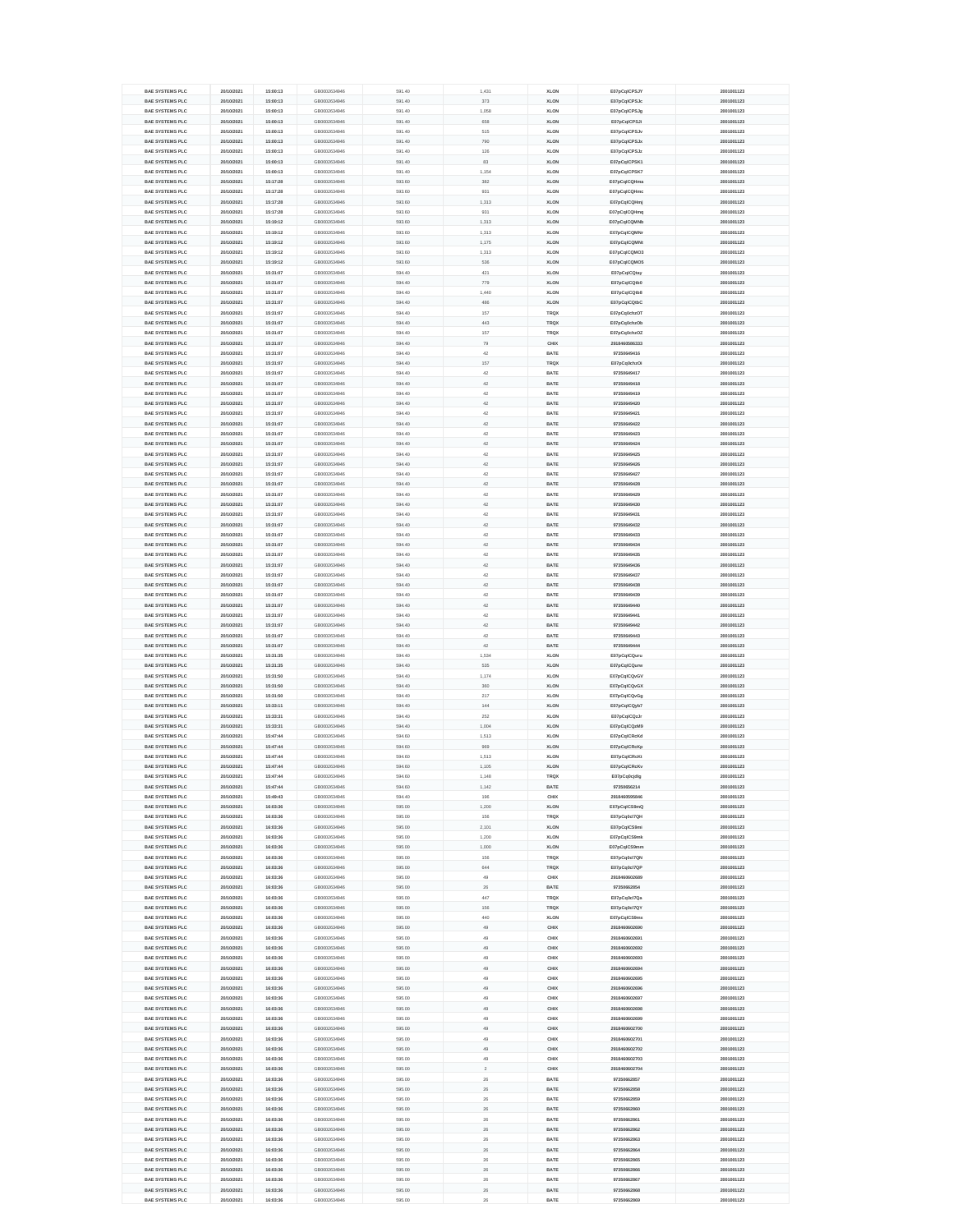| BAE SYSTEMS PLC | 20/10/2021 | 15:00:13 | GB0002634946 | 591.40 | 1,431 | XLON | E07pCqICPSJY | 20010011 23 |
|---|---|---|---|---|---|---|---|---|
| BAE SYSTEMS PLC | 20/10/2021 | 15:00:13 | GB0002634946 | 591.40 | 373 | XLON | E07pCqICPSJc | 2001001123 |
| BAE SYSTEMS PLC | 20/10/2021 | 15:00:13 | GB0002634946 | 591.40 | 1,058 | XLON | E07pCqICPSJg | 2001001123 |
| BAE SYSTEMS PLC | 20/10/2021 | 15:00:13 | GB0002634946 | 591.40 | 659 | XLON | E07pCqICPSJi | 2001001123 |
| BAE SYSTEMS PLC | 20/10/2021 | 15:00:13 | GB0002634946 | 591.40 | 515 | XLON | E07pCqICPSJv | 2001001123 |
| BAE SYSTEMS PLC | 20/10/2021 | 15:00:13 | GB0002634946 | 591.40 | 790 | XLON | E07pCqICPSJx | 2001001123 |
| BAE SYSTEMS PLC | 20/10/2021 | 15:00:13 | GB0002634946 | 591.40 | 126 | XLON | E07pCqICPSJz | 2001001123 |
| BAE SYSTEMS PLC | 20/10/2021 | 15:00:13 | GB0002634946 | 591.40 | 83 | XLON | E07pCqICPSK1 | 2001001123 |
| BAE SYSTEMS PLC | 20/10/2021 | 15:00:13 | GB0002634946 | 591.40 | 1,154 | XLON | E07pCqICPSK7 | 2001001123 |
| BAE SYSTEMS PLC | 20/10/2021 | 15:17:28 | GB0002634946 | 593.60 | 382 | XLON | E07pCqICQHma | 2001001123 |
| BAE SYSTEMS PLC | 20/10/2021 | 15:17:28 | GB0002634946 | 593.60 | 931 | XLON | E07pCqICQHmc | 2001001123 |
| BAE SYSTEMS PLC | 20/10/2021 | 15:17:28 | GB0002634946 | 593.60 | 1,313 | XLON | E07pCqICQHmj | 2001001123 |
| BAE SYSTEMS PLC | 20/10/2021 | 15:17:28 | GB0002634946 | 593.60 | 931 | XLON | E07pCqICQHmq | 2001001123 |
| BAE SYSTEMS PLC | 20/10/2021 | 15:19:12 | GB0002634946 | 593.60 | 1,313 | XLON | E07pCqICQMNb | 2001001123 |
| BAE SYSTEMS PLC | 20/10/2021 | 15:19:12 | GB0002634946 | 593.60 | 1,313 | XLON | E07pCqICQMNr | 2001001123 |
| BAE SYSTEMS PLC | 20/10/2021 | 15:19:12 | GB0002634946 | 593.60 | 1,175 | XLON | E07pCqICQMNt | 2001001123 |
| BAE SYSTEMS PLC | 20/10/2021 | 15:19:12 | GB0002634946 | 593.60 | 1,313 | XLON | E07pCqICQMO3 | 2001001123 |
| BAE SYSTEMS PLC | 20/10/2021 | 15:19:12 | GB0002634946 | 593.60 | 536 | XLON | E07pCqICQMO5 | 2001001123 |
| BAE SYSTEMS PLC | 20/10/2021 | 15:31:07 | GB0002634946 | 594.40 | 421 | XLON | E07pCqICQtsy | 2001001123 |
| BAE SYSTEMS PLC | 20/10/2021 | 15:31:07 | GB0002634946 | 594.40 | 779 | XLON | E07pCqICQtt0 | 2001001123 |
| BAE SYSTEMS PLC | 20/10/2021 | 15:31:07 | GB0002634946 | 594.40 | 1,440 | XLON | E07pCqICQtt8 | 2001001123 |
| BAE SYSTEMS PLC | 20/10/2021 | 15:31:07 | GB0002634946 | 594.40 | 486 | XLON | E07pCqICQttC | 2001001123 |
| BAE SYSTEMS PLC | 20/10/2021 | 15:31:07 | GB0002634946 | 594.40 | 157 | TRQX | E07pCq0chzOT | 2001001123 |
| BAE SYSTEMS PLC | 20/10/2021 | 15:31:07 | GB0002634946 | 594.40 | 443 | TRQX | E07pCq0chzOb | 2001001123 |
| BAE SYSTEMS PLC | 20/10/2021 | 15:31:07 | GB0002634946 | 594.40 | 157 | TRQX | E07pCq0chzOZ | 2001001123 |
| BAE SYSTEMS PLC | 20/10/2021 | 15:31:07 | GB0002634946 | 594.40 | 79 | CHIX | 2918460586333 | 2001001123 |
| BAE SYSTEMS PLC | 20/10/2021 | 15:31:07 | GB0002634946 | 594.40 | 42 | BATE | 97350649416 | 2001001123 |
| BAE SYSTEMS PLC | 20/10/2021 | 15:31:07 | GB0002634946 | 594.40 | 157 | TRQX | E07pCq0chzOi | 2001001123 |
| BAE SYSTEMS PLC | 20/10/2021 | 15:31:07 | GB0002634946 | 594.40 | 42 | BATE | 97350649417 | 2001001123 |
| BAE SYSTEMS PLC | 20/10/2021 | 15:31:07 | GB0002634946 | 594.40 | 42 | BATE | 97350649418 | 2001001123 |
| BAE SYSTEMS PLC | 20/10/2021 | 15:31:07 | GB0002634946 | 594.40 | 42 | BATE | 97350649419 | 2001001123 |
| BAE SYSTEMS PLC | 20/10/2021 | 15:31:07 | GB0002634946 | 594.40 | 42 | BATE | 97350649420 | 2001001123 |
| BAE SYSTEMS PLC | 20/10/2021 | 15:31:07 | GB0002634946 | 594.40 | 42 | BATE | 97350649421 | 2001001123 |
| BAE SYSTEMS PLC | 20/10/2021 | 15:31:07 | GB0002634946 | 594.40 | 42 | BATE | 97350649422 | 2001001123 |
| BAE SYSTEMS PLC | 20/10/2021 | 15:31:07 | GB0002634946 | 594.40 | 42 | BATE | 97350649423 | 2001001123 |
| BAE SYSTEMS PLC | 20/10/2021 | 15:31:07 | GB0002634946 | 594.40 | 42 | BATE | 97350649424 | 2001001123 |
| BAE SYSTEMS PLC | 20/10/2021 | 15:31:07 | GB0002634946 | 594.40 | 42 | BATE | 97350649425 | 2001001123 |
| BAE SYSTEMS PLC | 20/10/2021 | 15:31:07 | GB0002634946 | 594.40 | 42 | BATE | 97350649426 | 2001001123 |
| BAE SYSTEMS PLC | 20/10/2021 | 15:31:07 | GB0002634946 | 594.40 | 42 | BATE | 97350649427 | 2001001123 |
| BAE SYSTEMS PLC | 20/10/2021 | 15:31:07 | GB0002634946 | 594.40 | 42 | BATE | 97350649428 | 2001001123 |
| BAE SYSTEMS PLC | 20/10/2021 | 15:31:07 | GB0002634946 | 594.40 | 42 | BATE | 97350649429 | 2001001123 |
| BAE SYSTEMS PLC | 20/10/2021 | 15:31:07 | GB0002634946 | 594.40 | 42 | BATE | 97350649430 | 2001001123 |
| BAE SYSTEMS PLC | 20/10/2021 | 15:31:07 | GB0002634946 | 594.40 | 42 | BATE | 97350649431 | 2001001123 |
| BAE SYSTEMS PLC | 20/10/2021 | 15:31:07 | GB0002634946 | 594.40 | 42 | BATE | 97350649432 | 2001001123 |
| BAE SYSTEMS PLC | 20/10/2021 | 15:31:07 | GB0002634946 | 594.40 | 42 | BATE | 97350649433 | 2001001123 |
| BAE SYSTEMS PLC | 20/10/2021 | 15:31:07 | GB0002634946 | 594.40 | 42 | BATE | 97350649434 | 2001001123 |
| BAE SYSTEMS PLC | 20/10/2021 | 15:31:07 | GB0002634946 | 594.40 | 42 | BATE | 97350649435 | 2001001123 |
| BAE SYSTEMS PLC | 20/10/2021 | 15:31:07 | GB0002634946 | 594.40 | 42 | BATE | 97350649436 | 2001001123 |
| BAE SYSTEMS PLC | 20/10/2021 | 15:31:07 | GB0002634946 | 594.40 | 42 | BATE | 97350649437 | 2001001123 |
| BAE SYSTEMS PLC | 20/10/2021 | 15:31:07 | GB0002634946 | 594.40 | 42 | BATE | 97350649438 | 2001001123 |
| BAE SYSTEMS PLC | 20/10/2021 | 15:31:07 | GB0002634946 | 594.40 | 42 | BATE | 97350649439 | 2001001123 |
| BAE SYSTEMS PLC | 20/10/2021 | 15:31:07 | GB0002634946 | 594.40 | 42 | BATE | 97350649440 | 2001001123 |
| BAE SYSTEMS PLC | 20/10/2021 | 15:31:07 | GB0002634946 | 594.40 | 42 | BATE | 97350649441 | 2001001123 |
| BAE SYSTEMS PLC | 20/10/2021 | 15:31:07 | GB0002634946 | 594.40 | 42 | BATE | 97350649442 | 2001001123 |
| BAE SYSTEMS PLC | 20/10/2021 | 15:31:07 | GB0002634946 | 594.40 | 42 | BATE | 97350649443 | 2001001123 |
| BAE SYSTEMS PLC | 20/10/2021 | 15:31:07 | GB0002634946 | 594.40 | 42 | BATE | 97350649444 | 2001001123 |
| BAE SYSTEMS PLC | 20/10/2021 | 15:31:35 | GB0002634946 | 594.40 | 1,534 | XLON | E07pCqICQuru | 2001001123 |
| BAE SYSTEMS PLC | 20/10/2021 | 15:31:35 | GB0002634946 | 594.40 | 535 | XLON | E07pCqICQurw | 2001001123 |
| BAE SYSTEMS PLC | 20/10/2021 | 15:31:50 | GB0002634946 | 594.40 | 1,174 | XLON | E07pCqICQvGV | 2001001123 |
| BAE SYSTEMS PLC | 20/10/2021 | 15:31:50 | GB0002634946 | 594.40 | 360 | XLON | E07pCqICQvGX | 2001001123 |
| BAE SYSTEMS PLC | 20/10/2021 | 15:31:50 | GB0002634946 | 594.40 | 217 | XLON | E07pCqICQvGg | 2001001123 |
| BAE SYSTEMS PLC | 20/10/2021 | 15:32:11 | GB0002634946 | 594.40 | 144 | XLON | E07pCqICQyb7 | 2001001123 |
| BAE SYSTEMS PLC | 20/10/2021 | 15:33:31 | GB0002634946 | 594.40 | 252 | XLON | E07pCqICQzJr | 2001001123 |
| BAE SYSTEMS PLC | 20/10/2021 | 15:33:31 | GB0002634946 | 594.40 | 1,004 | XLON | E07pCqICQzM9 | 2001001123 |
| BAE SYSTEMS PLC | 20/10/2021 | 15:47:44 | GB0002634946 | 594.60 | 1,513 | XLON | E07pCqICRcKd | 2001001123 |
| BAE SYSTEMS PLC | 20/10/2021 | 15:47:44 | GB0002634946 | 594.60 | 969 | XLON | E07pCqICRcKp | 2001001123 |
| BAE SYSTEMS PLC | 20/10/2021 | 15:47:44 | GB0002634946 | 594.60 | 1,513 | XLON | E07pCqICRcKt | 2001001123 |
| BAE SYSTEMS PLC | 20/10/2021 | 15:47:44 | GB0002634946 | 594.60 | 1,105 | XLON | E07pCqICRcKv | 2001001123 |
| BAE SYSTEMS PLC | 20/10/2021 | 15:47:44 | GB0002634946 | 594.60 | 1,148 | TRQX | E07pCq0cjdIg | 2001001123 |
| BAE SYSTEMS PLC | 20/10/2021 | 15:47:44 | GB0002634946 | 594.60 | 1,142 | BATE | 97350656214 | 2001001123 |
| BAE SYSTEMS PLC | 20/10/2021 | 15:49:43 | GB0002634946 | 594.40 | 196 | CHIX | 2918460595846 | 2001001123 |
| BAE SYSTEMS PLC | 20/10/2021 | 16:03:36 | GB0002634946 | 595.00 | 1,200 | XLON | E07pCqICS9mQ | 2001001123 |
| BAE SYSTEMS PLC | 20/10/2021 | 16:03:36 | GB0002634946 | 595.00 | 156 | TRQX | E07pCq0cl7QH | 2001001123 |
| BAE SYSTEMS PLC | 20/10/2021 | 16:03:36 | GB0002634946 | 595.00 | 2,101 | XLON | E07pCqICS9mi | 2001001123 |
| BAE SYSTEMS PLC | 20/10/2021 | 16:03:36 | GB0002634946 | 595.00 | 1,200 | XLON | E07pCqICS9mk | 2001001123 |
| BAE SYSTEMS PLC | 20/10/2021 | 16:03:36 | GB0002634946 | 595.00 | 1,000 | XLON | E07pCqICS9mm | 2001001123 |
| BAE SYSTEMS PLC | 20/10/2021 | 16:03:36 | GB0002634946 | 595.00 | 156 | TRQX | E07pCq0cl7QN | 2001001123 |
| BAE SYSTEMS PLC | 20/10/2021 | 16:03:36 | GB0002634946 | 595.00 | 644 | TRQX | E07pCq0cl7QP | 2001001123 |
| BAE SYSTEMS PLC | 20/10/2021 | 16:03:36 | GB0002634946 | 595.00 | 49 | CHIX | 2918460602689 | 2001001123 |
| BAE SYSTEMS PLC | 20/10/2021 | 16:03:36 | GB0002634946 | 595.00 | 26 | BATE | 97350662854 | 2001001123 |
| BAE SYSTEMS PLC | 20/10/2021 | 16:03:36 | GB0002634946 | 595.00 | 447 | TRQX | E07pCq0cl7Qs | 2001001123 |
| BAE SYSTEMS PLC | 20/10/2021 | 16:03:36 | GB0002634946 | 595.00 | 156 | TRQX | E07pCq0cl7QY | 2001001123 |
| BAE SYSTEMS PLC | 20/10/2021 | 16:03:36 | GB0002634946 | 595.00 | 440 | XLON | E07pCqICS9mx | 2001001123 |
| BAE SYSTEMS PLC | 20/10/2021 | 16:03:36 | GB0002634946 | 595.00 | 49 | CHIX | 2918460602690 | 2001001123 |
| BAE SYSTEMS PLC | 20/10/2021 | 16:03:36 | GB0002634946 | 595.00 | 49 | CHIX | 2918460602691 | 2001001123 |
| BAE SYSTEMS PLC | 20/10/2021 | 16:03:36 | GB0002634946 | 595.00 | 49 | CHIX | 2918460602692 | 2001001123 |
| BAE SYSTEMS PLC | 20/10/2021 | 16:03:36 | GB0002634946 | 595.00 | 49 | CHIX | 2918460602693 | 2001001123 |
| BAE SYSTEMS PLC | 20/10/2021 | 16:03:36 | GB0002634946 | 595.00 | 49 | CHIX | 2918460602694 | 2001001123 |
| BAE SYSTEMS PLC | 20/10/2021 | 16:03:36 | GB0002634946 | 595.00 | 49 | CHIX | 2918460602695 | 2001001123 |
| BAE SYSTEMS PLC | 20/10/2021 | 16:03:36 | GB0002634946 | 595.00 | 49 | CHIX | 2918460602696 | 2001001123 |
| BAE SYSTEMS PLC | 20/10/2021 | 16:03:36 | GB0002634946 | 595.00 | 49 | CHIX | 2918460602697 | 2001001123 |
| BAE SYSTEMS PLC | 20/10/2021 | 16:03:36 | GB0002634946 | 595.00 | 49 | CHIX | 2918460602698 | 2001001123 |
| BAE SYSTEMS PLC | 20/10/2021 | 16:03:36 | GB0002634946 | 595.00 | 49 | CHIX | 2918460602699 | 2001001123 |
| BAE SYSTEMS PLC | 20/10/2021 | 16:03:36 | GB0002634946 | 595.00 | 49 | CHIX | 2918460602700 | 2001001123 |
| BAE SYSTEMS PLC | 20/10/2021 | 16:03:36 | GB0002634946 | 595.00 | 49 | CHIX | 2918460602701 | 2001001123 |
| BAE SYSTEMS PLC | 20/10/2021 | 16:03:36 | GB0002634946 | 595.00 | 49 | CHIX | 2918460602702 | 2001001123 |
| BAE SYSTEMS PLC | 20/10/2021 | 16:03:36 | GB0002634946 | 595.00 | 49 | CHIX | 2918460602703 | 2001001123 |
| BAE SYSTEMS PLC | 20/10/2021 | 16:03:36 | GB0002634946 | 595.00 | 2 | CHIX | 2918460602704 | 2001001123 |
| BAE SYSTEMS PLC | 20/10/2021 | 16:03:36 | GB0002634946 | 595.00 | 26 | BATE | 97350662857 | 2001001123 |
| BAE SYSTEMS PLC | 20/10/2021 | 16:03:36 | GB0002634946 | 595.00 | 26 | BATE | 97350662858 | 2001001123 |
| BAE SYSTEMS PLC | 20/10/2021 | 16:03:36 | GB0002634946 | 595.00 | 26 | BATE | 97350662859 | 2001001123 |
| BAE SYSTEMS PLC | 20/10/2021 | 16:03:36 | GB0002634946 | 595.00 | 26 | BATE | 97350662860 | 2001001123 |
| BAE SYSTEMS PLC | 20/10/2021 | 16:03:36 | GB0002634946 | 595.00 | 26 | BATE | 97350662861 | 2001001123 |
| BAE SYSTEMS PLC | 20/10/2021 | 16:03:36 | GB0002634946 | 595.00 | 26 | BATE | 97350662862 | 2001001123 |
| BAE SYSTEMS PLC | 20/10/2021 | 16:03:36 | GB0002634946 | 595.00 | 26 | BATE | 97350662863 | 2001001123 |
| BAE SYSTEMS PLC | 20/10/2021 | 16:03:36 | GB0002634946 | 595.00 | 26 | BATE | 97350662864 | 2001001123 |
| BAE SYSTEMS PLC | 20/10/2021 | 16:03:36 | GB0002634946 | 595.00 | 26 | BATE | 97350662865 | 2001001123 |
| BAE SYSTEMS PLC | 20/10/2021 | 16:03:36 | GB0002634946 | 595.00 | 26 | BATE | 97350662866 | 2001001123 |
| BAE SYSTEMS PLC | 20/10/2021 | 16:03:36 | GB0002634946 | 595.00 | 26 | BATE | 97350662867 | 2001001123 |
| BAE SYSTEMS PLC | 20/10/2021 | 16:03:36 | GB0002634946 | 595.00 | 26 | BATE | 97350662868 | 2001001123 |
| BAE SYSTEMS PLC | 20/10/2021 | 16:03:36 | GB0002634946 | 595.00 | 26 | BATE | 97350662869 | 2001001123 |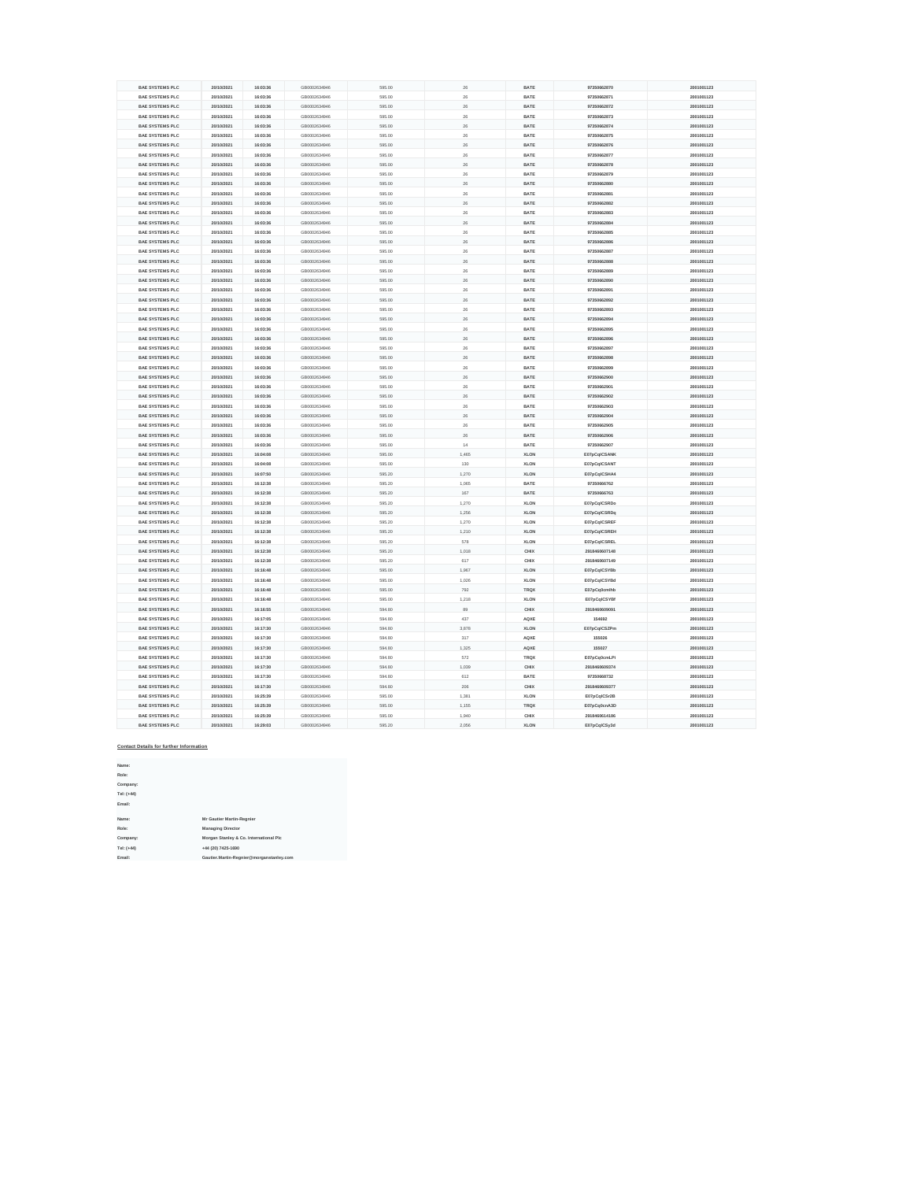| | | | | | | | | |
|---|---|---|---|---|---|---|---|---|
| BAE SYSTEMS PLC | 20/10/2021 | 16:03:36 | GB0002634946 | 595.00 | 26 | BATE | 97350662870 | 2001001123 |
| BAE SYSTEMS PLC | 20/10/2021 | 16:03:36 | GB0002634946 | 595.00 | 26 | BATE | 97350662871 | 2001001123 |
| BAE SYSTEMS PLC | 20/10/2021 | 16:03:36 | GB0002634946 | 595.00 | 26 | BATE | 97350662872 | 2001001123 |
| BAE SYSTEMS PLC | 20/10/2021 | 16:03:36 | GB0002634946 | 595.00 | 26 | BATE | 97350662873 | 2001001123 |
| BAE SYSTEMS PLC | 20/10/2021 | 16:03:36 | GB0002634946 | 595.00 | 26 | BATE | 97350662874 | 2001001123 |
| BAE SYSTEMS PLC | 20/10/2021 | 16:03:36 | GB0002634946 | 595.00 | 26 | BATE | 97350662875 | 2001001123 |
| BAE SYSTEMS PLC | 20/10/2021 | 16:03:36 | GB0002634946 | 595.00 | 26 | BATE | 97350662876 | 2001001123 |
| BAE SYSTEMS PLC | 20/10/2021 | 16:03:36 | GB0002634946 | 595.00 | 26 | BATE | 97350662877 | 2001001123 |
| BAE SYSTEMS PLC | 20/10/2021 | 16:03:36 | GB0002634946 | 595.00 | 26 | BATE | 97350662878 | 2001001123 |
| BAE SYSTEMS PLC | 20/10/2021 | 16:03:36 | GB0002634946 | 595.00 | 26 | BATE | 97350662879 | 2001001123 |
| BAE SYSTEMS PLC | 20/10/2021 | 16:03:36 | GB0002634946 | 595.00 | 26 | BATE | 97350662880 | 2001001123 |
| BAE SYSTEMS PLC | 20/10/2021 | 16:03:36 | GB0002634946 | 595.00 | 26 | BATE | 97350662881 | 2001001123 |
| BAE SYSTEMS PLC | 20/10/2021 | 16:03:36 | GB0002634946 | 595.00 | 26 | BATE | 97350662882 | 2001001123 |
| BAE SYSTEMS PLC | 20/10/2021 | 16:03:36 | GB0002634946 | 595.00 | 26 | BATE | 97350662883 | 2001001123 |
| BAE SYSTEMS PLC | 20/10/2021 | 16:03:36 | GB0002634946 | 595.00 | 26 | BATE | 97350662884 | 2001001123 |
| BAE SYSTEMS PLC | 20/10/2021 | 16:03:36 | GB0002634946 | 595.00 | 26 | BATE | 97350662885 | 2001001123 |
| BAE SYSTEMS PLC | 20/10/2021 | 16:03:36 | GB0002634946 | 595.00 | 26 | BATE | 97350662886 | 2001001123 |
| BAE SYSTEMS PLC | 20/10/2021 | 16:03:36 | GB0002634946 | 595.00 | 26 | BATE | 97350662887 | 2001001123 |
| BAE SYSTEMS PLC | 20/10/2021 | 16:03:36 | GB0002634946 | 595.00 | 26 | BATE | 97350662888 | 2001001123 |
| BAE SYSTEMS PLC | 20/10/2021 | 16:03:36 | GB0002634946 | 595.00 | 26 | BATE | 97350662889 | 2001001123 |
| BAE SYSTEMS PLC | 20/10/2021 | 16:03:36 | GB0002634946 | 595.00 | 26 | BATE | 97350662890 | 2001001123 |
| BAE SYSTEMS PLC | 20/10/2021 | 16:03:36 | GB0002634946 | 595.00 | 26 | BATE | 97350662891 | 2001001123 |
| BAE SYSTEMS PLC | 20/10/2021 | 16:03:36 | GB0002634946 | 595.00 | 26 | BATE | 97350662892 | 2001001123 |
| BAE SYSTEMS PLC | 20/10/2021 | 16:03:36 | GB0002634946 | 595.00 | 26 | BATE | 97350662893 | 2001001123 |
| BAE SYSTEMS PLC | 20/10/2021 | 16:03:36 | GB0002634946 | 595.00 | 26 | BATE | 97350662894 | 2001001123 |
| BAE SYSTEMS PLC | 20/10/2021 | 16:03:36 | GB0002634946 | 595.00 | 26 | BATE | 97350662895 | 2001001123 |
| BAE SYSTEMS PLC | 20/10/2021 | 16:03:36 | GB0002634946 | 595.00 | 26 | BATE | 97350662896 | 2001001123 |
| BAE SYSTEMS PLC | 20/10/2021 | 16:03:36 | GB0002634946 | 595.00 | 26 | BATE | 97350662897 | 2001001123 |
| BAE SYSTEMS PLC | 20/10/2021 | 16:03:36 | GB0002634946 | 595.00 | 26 | BATE | 97350662898 | 2001001123 |
| BAE SYSTEMS PLC | 20/10/2021 | 16:03:36 | GB0002634946 | 595.00 | 26 | BATE | 97350662899 | 2001001123 |
| BAE SYSTEMS PLC | 20/10/2021 | 16:03:36 | GB0002634946 | 595.00 | 26 | BATE | 97350662900 | 2001001123 |
| BAE SYSTEMS PLC | 20/10/2021 | 16:03:36 | GB0002634946 | 595.00 | 26 | BATE | 97350662901 | 2001001123 |
| BAE SYSTEMS PLC | 20/10/2021 | 16:03:36 | GB0002634946 | 595.00 | 26 | BATE | 97350662902 | 2001001123 |
| BAE SYSTEMS PLC | 20/10/2021 | 16:03:36 | GB0002634946 | 595.00 | 26 | BATE | 97350662903 | 2001001123 |
| BAE SYSTEMS PLC | 20/10/2021 | 16:03:36 | GB0002634946 | 595.00 | 26 | BATE | 97350662904 | 2001001123 |
| BAE SYSTEMS PLC | 20/10/2021 | 16:03:36 | GB0002634946 | 595.00 | 26 | BATE | 97350662905 | 2001001123 |
| BAE SYSTEMS PLC | 20/10/2021 | 16:03:36 | GB0002634946 | 595.00 | 26 | BATE | 97350662906 | 2001001123 |
| BAE SYSTEMS PLC | 20/10/2021 | 16:03:36 | GB0002634946 | 595.00 | 14 | BATE | 97350662907 | 2001001123 |
| BAE SYSTEMS PLC | 20/10/2021 | 16:04:08 | GB0002634946 | 595.00 | 1,465 | XLON | E07pCqICSANK | 2001001123 |
| BAE SYSTEMS PLC | 20/10/2021 | 16:04:08 | GB0002634946 | 595.00 | 130 | XLON | E07pCqICSANT | 2001001123 |
| BAE SYSTEMS PLC | 20/10/2021 | 16:07:50 | GB0002634946 | 595.20 | 1,270 | XLON | E07pCqICSHA4 | 2001001123 |
| BAE SYSTEMS PLC | 20/10/2021 | 16:12:38 | GB0002634946 | 595.20 | 1,065 | BATE | 97350666762 | 2001001123 |
| BAE SYSTEMS PLC | 20/10/2021 | 16:12:38 | GB0002634946 | 595.20 | 167 | BATE | 97350666763 | 2001001123 |
| BAE SYSTEMS PLC | 20/10/2021 | 16:12:38 | GB0002634946 | 595.20 | 1,270 | XLON | E07pCqICSRDo | 2001001123 |
| BAE SYSTEMS PLC | 20/10/2021 | 16:12:38 | GB0002634946 | 595.20 | 1,256 | XLON | E07pCqICSRDq | 2001001123 |
| BAE SYSTEMS PLC | 20/10/2021 | 16:12:38 | GB0002634946 | 595.20 | 1,270 | XLON | E07pCqICSREF | 2001001123 |
| BAE SYSTEMS PLC | 20/10/2021 | 16:12:38 | GB0002634946 | 595.20 | 1,210 | XLON | E07pCqICSREH | 2001001123 |
| BAE SYSTEMS PLC | 20/10/2021 | 16:12:38 | GB0002634946 | 595.20 | 578 | XLON | E07pCqICSREL | 2001001123 |
| BAE SYSTEMS PLC | 20/10/2021 | 16:12:38 | GB0002634946 | 595.20 | 1,018 | CHIX | 2918406607148 | 2001001123 |
| BAE SYSTEMS PLC | 20/10/2021 | 16:12:38 | GB0002634946 | 595.20 | 617 | CHIX | 2918406607149 | 2001001123 |
| BAE SYSTEMS PLC | 20/10/2021 | 16:16:48 | GB0002634946 | 595.00 | 1,067 | XLON | E07pCqICSY8b | 2001001123 |
| BAE SYSTEMS PLC | 20/10/2021 | 16:16:48 | GB0002634946 | 595.00 | 1,026 | XLON | E07pCqICSY8d | 2001001123 |
| BAE SYSTEMS PLC | 20/10/2021 | 16:16:48 | GB0002634946 | 595.00 | 792 | TRQX | E07pCq0cmlhb | 2001001123 |
| BAE SYSTEMS PLC | 20/10/2021 | 16:16:48 | GB0002634946 | 595.00 | 1,218 | XLON | E07pCqICSY8f | 2001001123 |
| BAE SYSTEMS PLC | 20/10/2021 | 16:16:55 | GB0002634946 | 594.80 | 89 | CHIX | 2918406609091 | 2001001123 |
| BAE SYSTEMS PLC | 20/10/2021 | 16:17:05 | GB0002634946 | 594.80 | 437 | AQXE | 154692 | 2001001123 |
| BAE SYSTEMS PLC | 20/10/2021 | 16:17:30 | GB0002634946 | 594.80 | 3,878 | XLON | E07pCqICSZPm | 2001001123 |
| BAE SYSTEMS PLC | 20/10/2021 | 16:17:30 | GB0002634946 | 594.80 | 317 | AQXE | 155026 | 2001001123 |
| BAE SYSTEMS PLC | 20/10/2021 | 16:17:30 | GB0002634946 | 594.80 | 1,325 | AQXE | 155027 | 2001001123 |
| BAE SYSTEMS PLC | 20/10/2021 | 16:17:30 | GB0002634946 | 594.80 | 572 | TRQX | E07pCq0cmLPi | 2001001123 |
| BAE SYSTEMS PLC | 20/10/2021 | 16:17:30 | GB0002634946 | 594.80 | 1,039 | CHIX | 2918406609374 | 2001001123 |
| BAE SYSTEMS PLC | 20/10/2021 | 16:17:30 | GB0002634946 | 594.80 | 612 | BATE | 97350668732 | 2001001123 |
| BAE SYSTEMS PLC | 20/10/2021 | 16:17:30 | GB0002634946 | 594.80 | 206 | CHIX | 2918406609377 | 2001001123 |
| BAE SYSTEMS PLC | 20/10/2021 | 16:25:39 | GB0002634946 | 595.00 | 1,381 | XLON | E07pCqICSr2B | 2001001123 |
| BAE SYSTEMS PLC | 20/10/2021 | 16:25:39 | GB0002634946 | 595.00 | 1,155 | TRQX | E07pCq0cnA3D | 2001001123 |
| BAE SYSTEMS PLC | 20/10/2021 | 16:25:39 | GB0002634946 | 595.00 | 1,940 | CHIX | 2918406614186 | 2001001123 |
| BAE SYSTEMS PLC | 20/10/2021 | 16:29:03 | GB0002634946 | 595.20 | 2,056 | XLON | E07pCqICSy3d | 2001001123 |

**Contact Details for further Information**

| | |
|---|---|
| Name: | |
| Role: | |
| Company: | |
| Tel: (+44) | |
| Email: | |
| | |
| Name: | Mr Gautier Martin-Regnier |
| Role: | Managing Director |
| Company: | Morgan Stanley & Co. International Plc |
| Tel: (+44) | +44 (20) 7425-1690 |
| Email: | Gautier.Martin-Regnier@morganstanley.com |